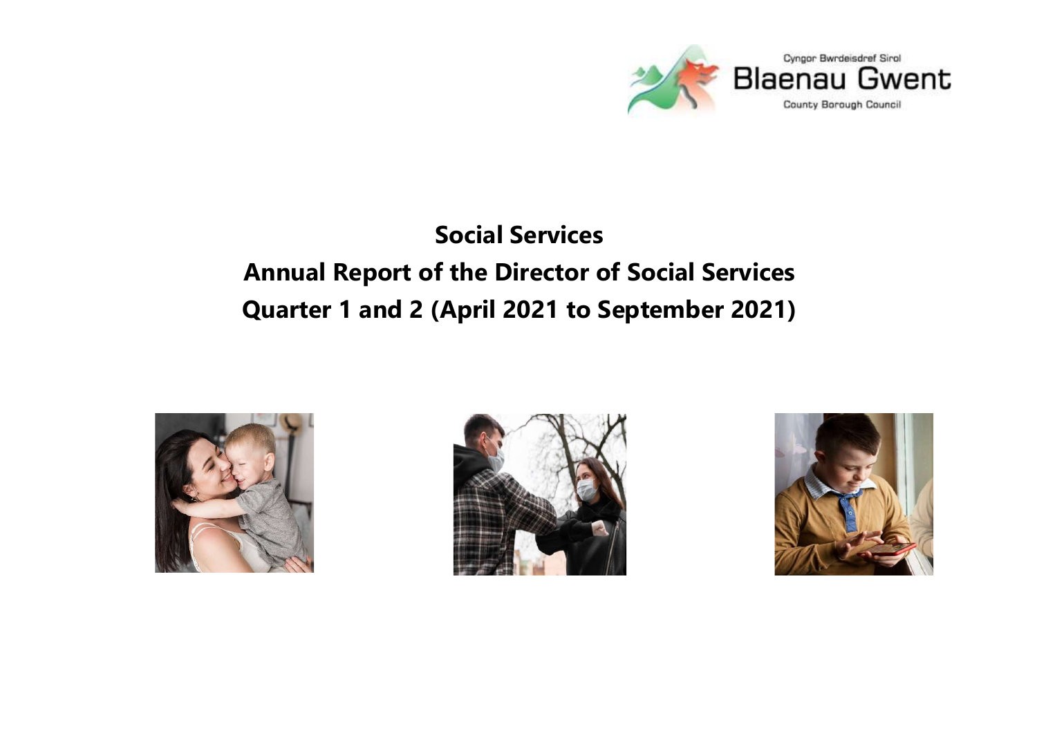Cyngor Bwrdeisdref Sirol

Blaenau Gwent

County Borough Council

# Social Services

# Annual Report of the Director of Social Services

# Quarter 1 and 2 (April 2021 to September 2021)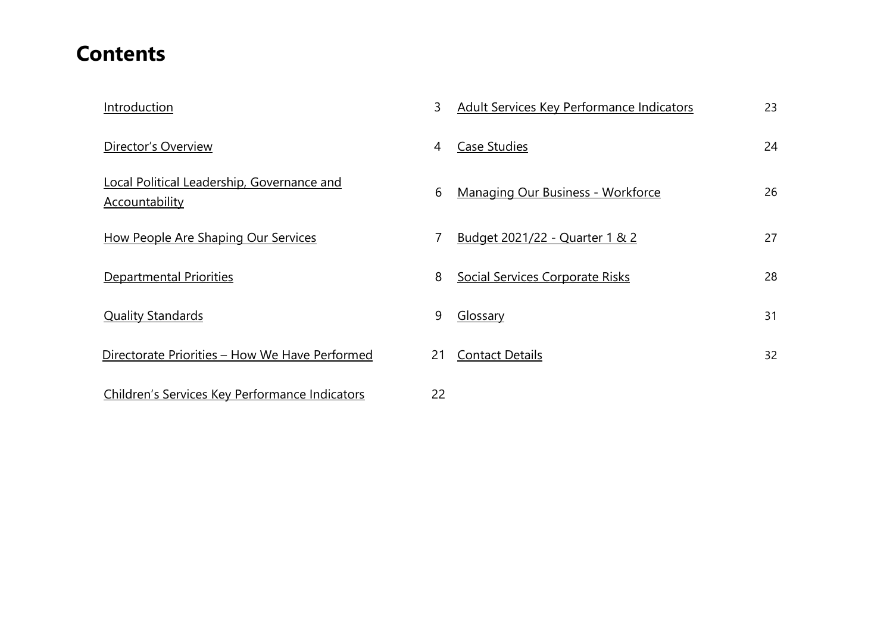# Contents

| | | | |
|---|---|---|---|
| Introduction | 3 | Adult Services Key Performance Indicators | 23 |
| Director's Overview | 4 | Case Studies | 24 |
| Local Political Leadership, Governance and Accountability | 6 | Managing Our Business - Workforce | 26 |
| How People Are Shaping Our Services | 7 | Budget 2021/22 - Quarter 1 & 2 | 27 |
| Departmental Priorities | 8 | Social Services Corporate Risks | 28 |
| Quality Standards | 9 | Glossary | 31 |
| Directorate Priorities – How We Have Performed | 21 | Contact Details | 32 |
| Children's Services Key Performance Indicators | 22 | | |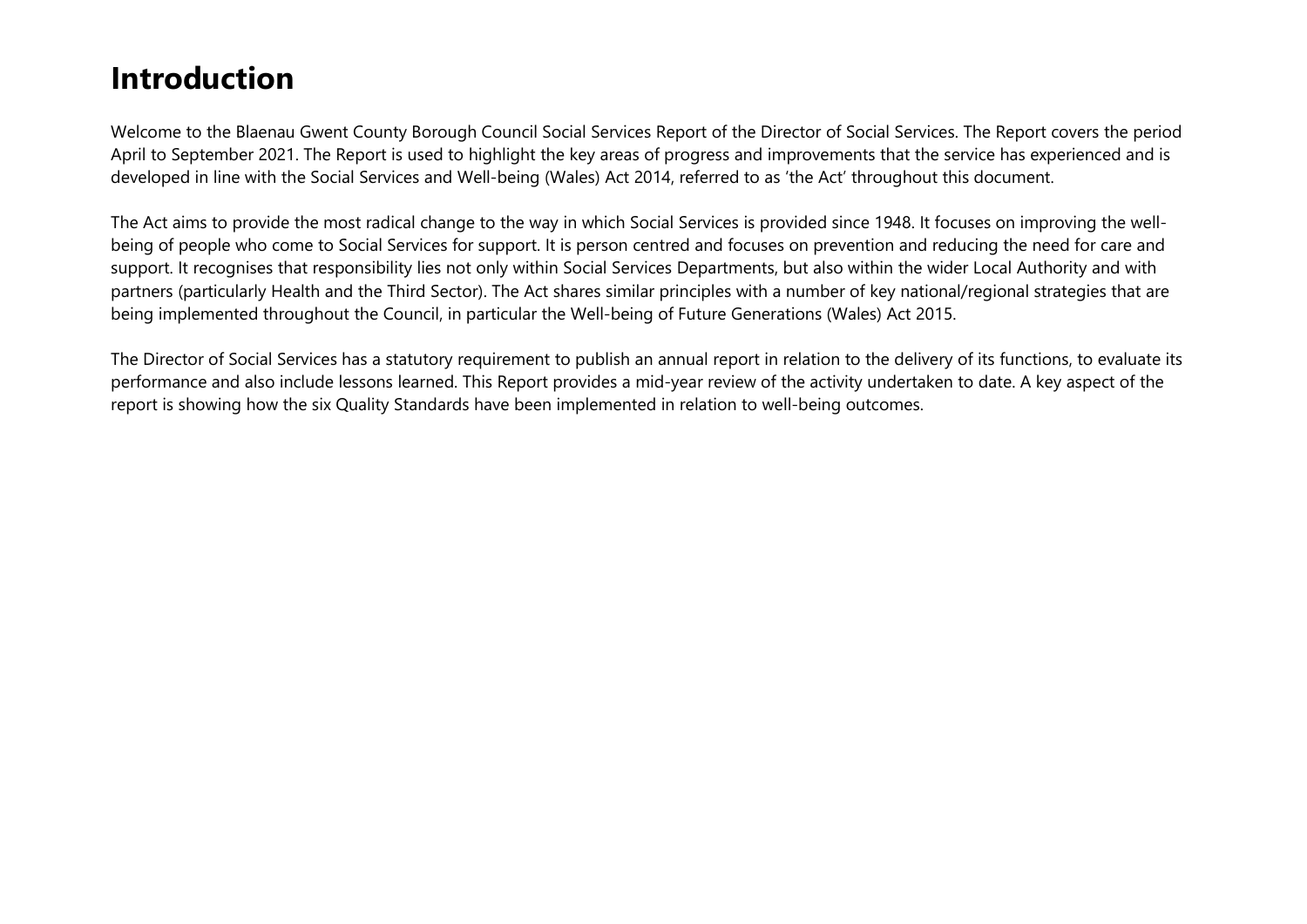# Introduction

Welcome to the Blaenau Gwent County Borough Council Social Services Report of the Director of Social Services. The Report covers the period April to September 2021. The Report is used to highlight the key areas of progress and improvements that the service has experienced and is developed in line with the Social Services and Well-being (Wales) Act 2014, referred to as 'the Act' throughout this document.

The Act aims to provide the most radical change to the way in which Social Services is provided since 1948. It focuses on improving the well-being of people who come to Social Services for support. It is person centred and focuses on prevention and reducing the need for care and support. It recognises that responsibility lies not only within Social Services Departments, but also within the wider Local Authority and with partners (particularly Health and the Third Sector). The Act shares similar principles with a number of key national/regional strategies that are being implemented throughout the Council, in particular the Well-being of Future Generations (Wales) Act 2015.

The Director of Social Services has a statutory requirement to publish an annual report in relation to the delivery of its functions, to evaluate its performance and also include lessons learned. This Report provides a mid-year review of the activity undertaken to date. A key aspect of the report is showing how the six Quality Standards have been implemented in relation to well-being outcomes.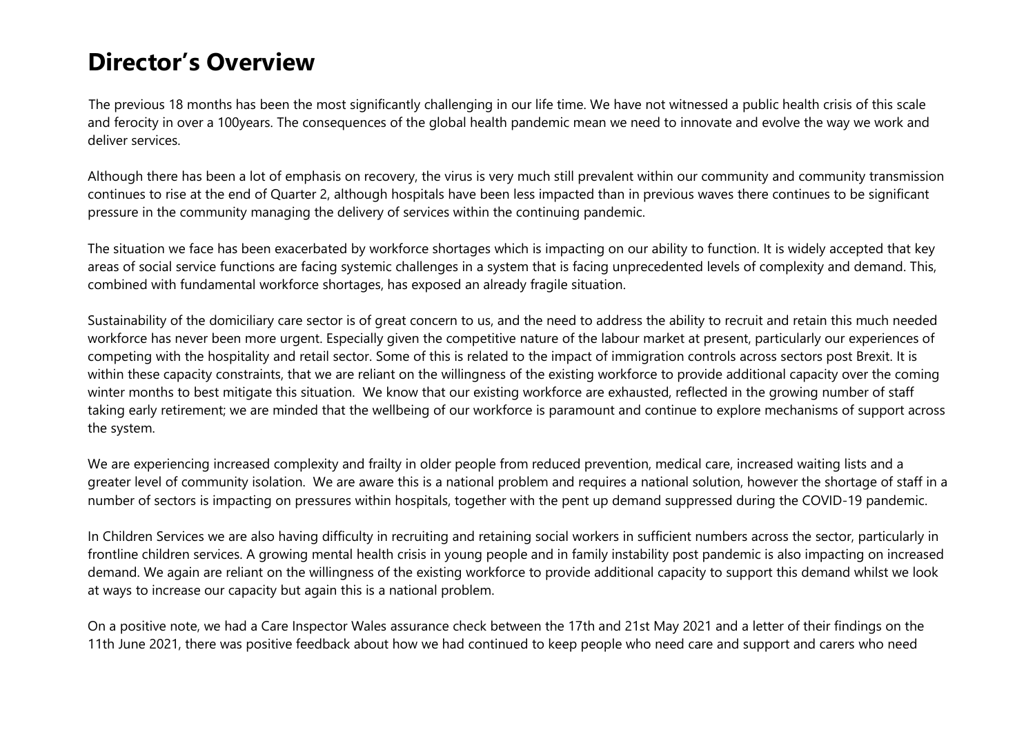# Director's Overview

The previous 18 months has been the most significantly challenging in our life time. We have not witnessed a public health crisis of this scale and ferocity in over a 100years. The consequences of the global health pandemic mean we need to innovate and evolve the way we work and deliver services.

Although there has been a lot of emphasis on recovery, the virus is very much still prevalent within our community and community transmission continues to rise at the end of Quarter 2, although hospitals have been less impacted than in previous waves there continues to be significant pressure in the community managing the delivery of services within the continuing pandemic.

The situation we face has been exacerbated by workforce shortages which is impacting on our ability to function. It is widely accepted that key areas of social service functions are facing systemic challenges in a system that is facing unprecedented levels of complexity and demand. This, combined with fundamental workforce shortages, has exposed an already fragile situation.

Sustainability of the domiciliary care sector is of great concern to us, and the need to address the ability to recruit and retain this much needed workforce has never been more urgent. Especially given the competitive nature of the labour market at present, particularly our experiences of competing with the hospitality and retail sector. Some of this is related to the impact of immigration controls across sectors post Brexit. It is within these capacity constraints, that we are reliant on the willingness of the existing workforce to provide additional capacity over the coming winter months to best mitigate this situation. We know that our existing workforce are exhausted, reflected in the growing number of staff taking early retirement; we are minded that the wellbeing of our workforce is paramount and continue to explore mechanisms of support across the system.

We are experiencing increased complexity and frailty in older people from reduced prevention, medical care, increased waiting lists and a greater level of community isolation. We are aware this is a national problem and requires a national solution, however the shortage of staff in a number of sectors is impacting on pressures within hospitals, together with the pent up demand suppressed during the COVID-19 pandemic.

In Children Services we are also having difficulty in recruiting and retaining social workers in sufficient numbers across the sector, particularly in frontline children services. A growing mental health crisis in young people and in family instability post pandemic is also impacting on increased demand. We again are reliant on the willingness of the existing workforce to provide additional capacity to support this demand whilst we look at ways to increase our capacity but again this is a national problem.

On a positive note, we had a Care Inspector Wales assurance check between the 17th and 21st May 2021 and a letter of their findings on the 11th June 2021, there was positive feedback about how we had continued to keep people who need care and support and carers who need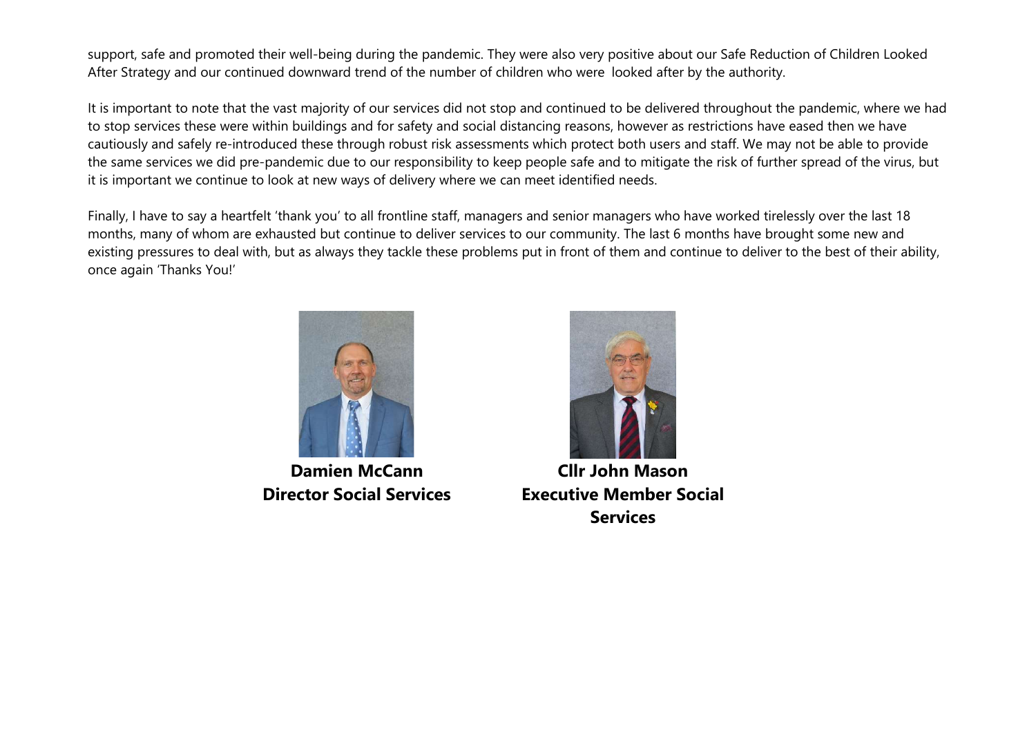support, safe and promoted their well-being during the pandemic. They were also very positive about our Safe Reduction of Children Looked After Strategy and our continued downward trend of the number of children who were looked after by the authority.

It is important to note that the vast majority of our services did not stop and continued to be delivered throughout the pandemic, where we had to stop services these were within buildings and for safety and social distancing reasons, however as restrictions have eased then we have cautiously and safely re-introduced these through robust risk assessments which protect both users and staff. We may not be able to provide the same services we did pre-pandemic due to our responsibility to keep people safe and to mitigate the risk of further spread of the virus, but it is important we continue to look at new ways of delivery where we can meet identified needs.

Finally, I have to say a heartfelt 'thank you' to all frontline staff, managers and senior managers who have worked tirelessly over the last 18 months, many of whom are exhausted but continue to deliver services to our community. The last 6 months have brought some new and existing pressures to deal with, but as always they tackle these problems put in front of them and continue to deliver to the best of their ability, once again 'Thanks You!'

**Damien McCann**
**Director Social Services**

**Cllr John Mason**
**Executive Member Social Services**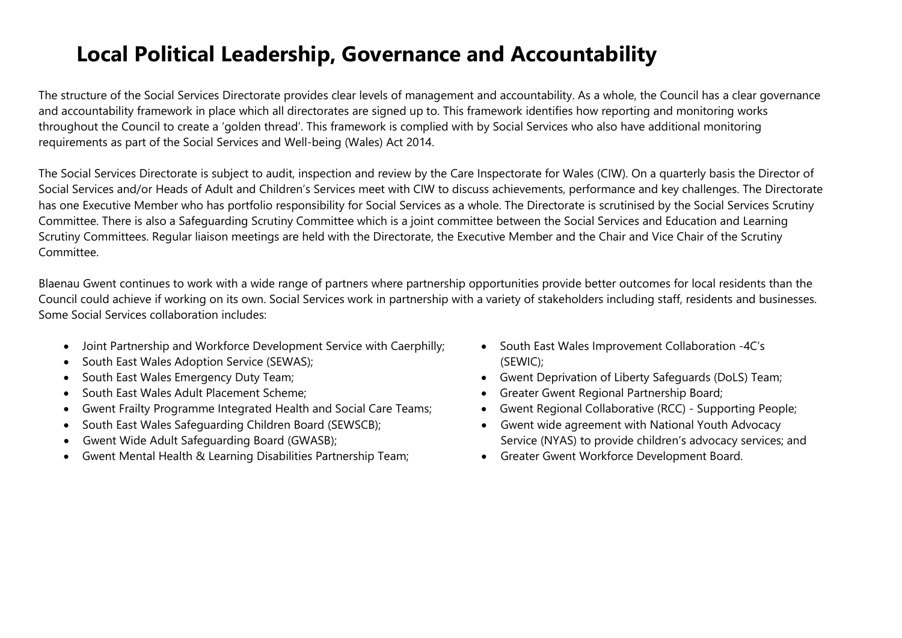# Local Political Leadership, Governance and Accountability

The structure of the Social Services Directorate provides clear levels of management and accountability. As a whole, the Council has a clear governance and accountability framework in place which all directorates are signed up to. This framework identifies how reporting and monitoring works throughout the Council to create a 'golden thread'. This framework is complied with by Social Services who also have additional monitoring requirements as part of the Social Services and Well-being (Wales) Act 2014.

The Social Services Directorate is subject to audit, inspection and review by the Care Inspectorate for Wales (CIW). On a quarterly basis the Director of Social Services and/or Heads of Adult and Children's Services meet with CIW to discuss achievements, performance and key challenges. The Directorate has one Executive Member who has portfolio responsibility for Social Services as a whole. The Directorate is scrutinised by the Social Services Scrutiny Committee. There is also a Safeguarding Scrutiny Committee which is a joint committee between the Social Services and Education and Learning Scrutiny Committees. Regular liaison meetings are held with the Directorate, the Executive Member and the Chair and Vice Chair of the Scrutiny Committee.

Blaenau Gwent continues to work with a wide range of partners where partnership opportunities provide better outcomes for local residents than the Council could achieve if working on its own. Social Services work in partnership with a variety of stakeholders including staff, residents and businesses. Some Social Services collaboration includes:

- Joint Partnership and Workforce Development Service with Caerphilly;
- South East Wales Adoption Service (SEWAS);
- South East Wales Emergency Duty Team;
- South East Wales Adult Placement Scheme;
- Gwent Frailty Programme Integrated Health and Social Care Teams;
- South East Wales Safeguarding Children Board (SEWSCB);
- Gwent Wide Adult Safeguarding Board (GWASB);
- Gwent Mental Health & Learning Disabilities Partnership Team;
- South East Wales Improvement Collaboration -4C's (SEWIC);
- Gwent Deprivation of Liberty Safeguards (DoLS) Team;
- Greater Gwent Regional Partnership Board;
- Gwent Regional Collaborative (RCC) - Supporting People;
- Gwent wide agreement with National Youth Advocacy Service (NYAS) to provide children's advocacy services; and
- Greater Gwent Workforce Development Board.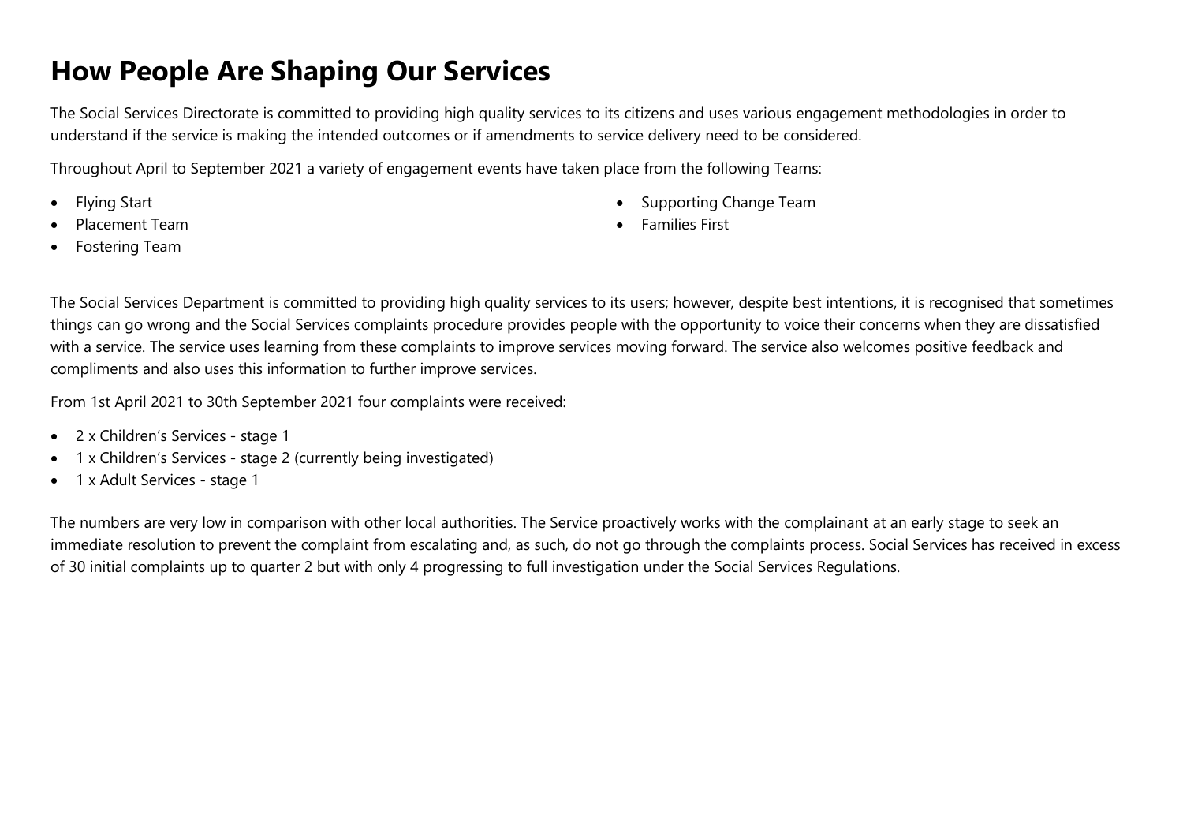# How People Are Shaping Our Services

The Social Services Directorate is committed to providing high quality services to its citizens and uses various engagement methodologies in order to understand if the service is making the intended outcomes or if amendments to service delivery need to be considered.

Throughout April to September 2021 a variety of engagement events have taken place from the following Teams:

- Flying Start
- Placement Team
- Fostering Team
- Supporting Change Team
- Families First

The Social Services Department is committed to providing high quality services to its users; however, despite best intentions, it is recognised that sometimes things can go wrong and the Social Services complaints procedure provides people with the opportunity to voice their concerns when they are dissatisfied with a service. The service uses learning from these complaints to improve services moving forward. The service also welcomes positive feedback and compliments and also uses this information to further improve services.

From 1st April 2021 to 30th September 2021 four complaints were received:

- 2 x Children's Services - stage 1
- 1 x Children's Services - stage 2 (currently being investigated)
- 1 x Adult Services - stage 1

The numbers are very low in comparison with other local authorities. The Service proactively works with the complainant at an early stage to seek an immediate resolution to prevent the complaint from escalating and, as such, do not go through the complaints process. Social Services has received in excess of 30 initial complaints up to quarter 2 but with only 4 progressing to full investigation under the Social Services Regulations.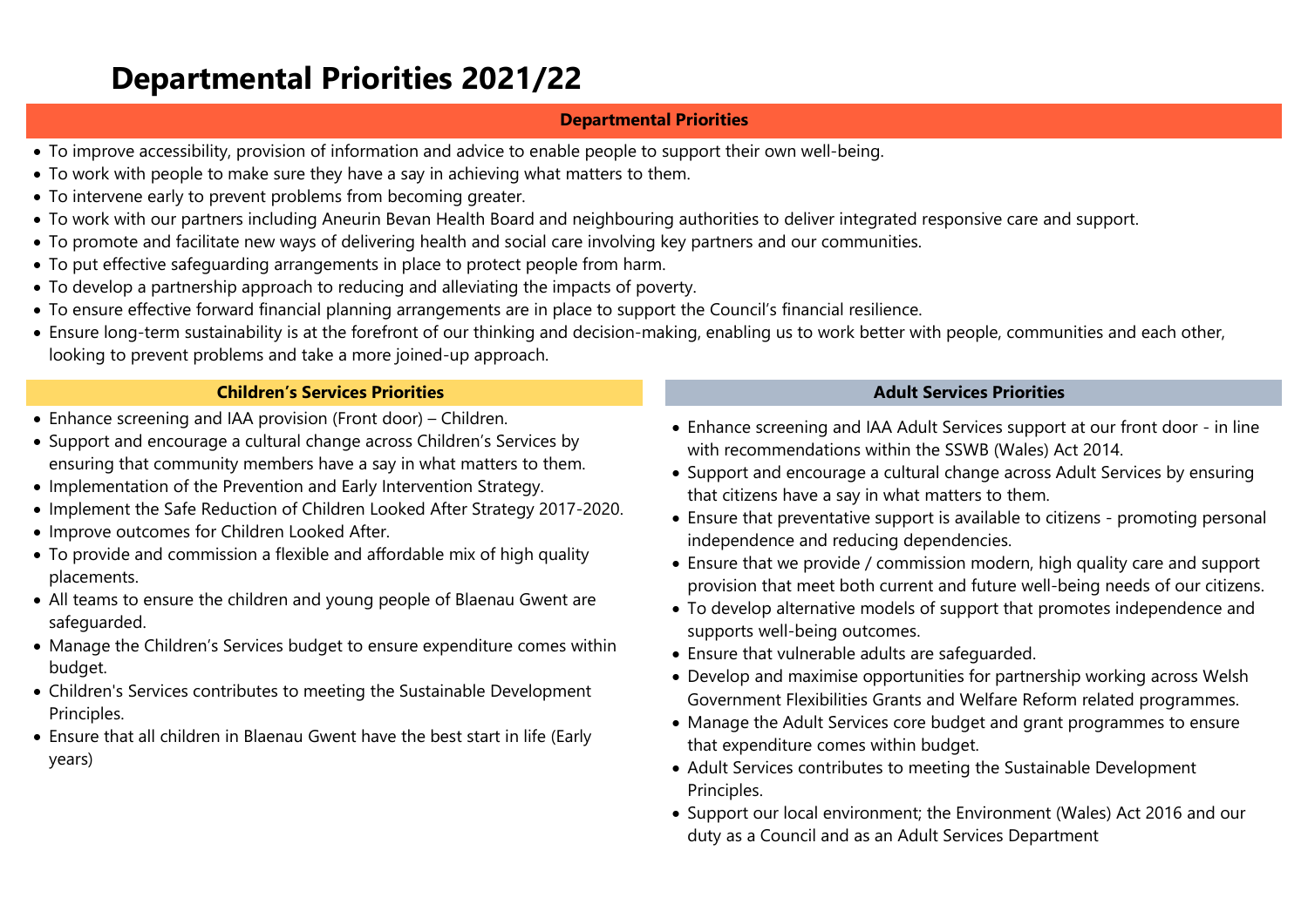# Departmental Priorities 2021/22

## Departmental Priorities

- To improve accessibility, provision of information and advice to enable people to support their own well-being.
- To work with people to make sure they have a say in achieving what matters to them.
- To intervene early to prevent problems from becoming greater.
- To work with our partners including Aneurin Bevan Health Board and neighbouring authorities to deliver integrated responsive care and support.
- To promote and facilitate new ways of delivering health and social care involving key partners and our communities.
- To put effective safeguarding arrangements in place to protect people from harm.
- To develop a partnership approach to reducing and alleviating the impacts of poverty.
- To ensure effective forward financial planning arrangements are in place to support the Council's financial resilience.
- Ensure long-term sustainability is at the forefront of our thinking and decision-making, enabling us to work better with people, communities and each other, looking to prevent problems and take a more joined-up approach.

## Children's Services Priorities

- Enhance screening and IAA provision (Front door) – Children.
- Support and encourage a cultural change across Children's Services by ensuring that community members have a say in what matters to them.
- Implementation of the Prevention and Early Intervention Strategy.
- Implement the Safe Reduction of Children Looked After Strategy 2017-2020.
- Improve outcomes for Children Looked After.
- To provide and commission a flexible and affordable mix of high quality placements.
- All teams to ensure the children and young people of Blaenau Gwent are safeguarded.
- Manage the Children's Services budget to ensure expenditure comes within budget.
- Children's Services contributes to meeting the Sustainable Development Principles.
- Ensure that all children in Blaenau Gwent have the best start in life (Early years)

## Adult Services Priorities

- Enhance screening and IAA Adult Services support at our front door - in line with recommendations within the SSWB (Wales) Act 2014.
- Support and encourage a cultural change across Adult Services by ensuring that citizens have a say in what matters to them.
- Ensure that preventative support is available to citizens - promoting personal independence and reducing dependencies.
- Ensure that we provide / commission modern, high quality care and support provision that meet both current and future well-being needs of our citizens.
- To develop alternative models of support that promotes independence and supports well-being outcomes.
- Ensure that vulnerable adults are safeguarded.
- Develop and maximise opportunities for partnership working across Welsh Government Flexibilities Grants and Welfare Reform related programmes.
- Manage the Adult Services core budget and grant programmes to ensure that expenditure comes within budget.
- Adult Services contributes to meeting the Sustainable Development Principles.
- Support our local environment; the Environment (Wales) Act 2016 and our duty as a Council and as an Adult Services Department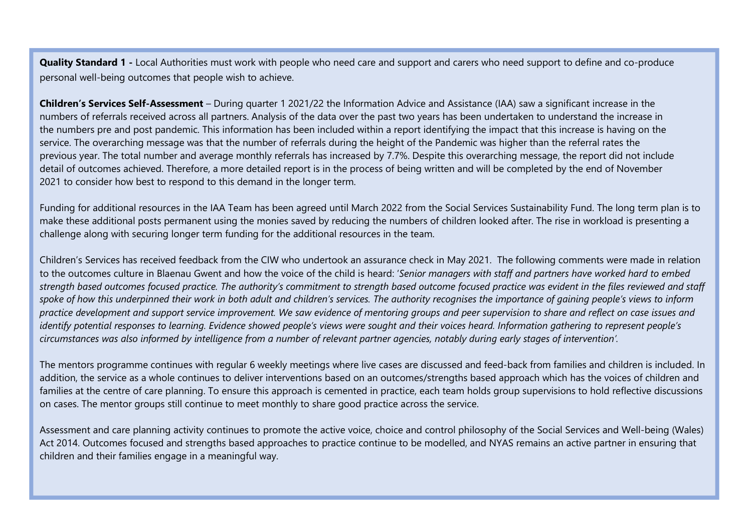**Quality Standard 1 -** Local Authorities must work with people who need care and support and carers who need support to define and co-produce personal well-being outcomes that people wish to achieve.

**Children's Services Self-Assessment** – During quarter 1 2021/22 the Information Advice and Assistance (IAA) saw a significant increase in the numbers of referrals received across all partners. Analysis of the data over the past two years has been undertaken to understand the increase in the numbers pre and post pandemic. This information has been included within a report identifying the impact that this increase is having on the service. The overarching message was that the number of referrals during the height of the Pandemic was higher than the referral rates the previous year. The total number and average monthly referrals has increased by 7.7%. Despite this overarching message, the report did not include detail of outcomes achieved. Therefore, a more detailed report is in the process of being written and will be completed by the end of November 2021 to consider how best to respond to this demand in the longer term.

Funding for additional resources in the IAA Team has been agreed until March 2022 from the Social Services Sustainability Fund. The long term plan is to make these additional posts permanent using the monies saved by reducing the numbers of children looked after. The rise in workload is presenting a challenge along with securing longer term funding for the additional resources in the team.

Children's Services has received feedback from the CIW who undertook an assurance check in May 2021. The following comments were made in relation to the outcomes culture in Blaenau Gwent and how the voice of the child is heard: '*Senior managers with staff and partners have worked hard to embed strength based outcomes focused practice. The authority's commitment to strength based outcome focused practice was evident in the files reviewed and staff spoke of how this underpinned their work in both adult and children's services. The authority recognises the importance of gaining people's views to inform practice development and support service improvement. We saw evidence of mentoring groups and peer supervision to share and reflect on case issues and identify potential responses to learning. Evidence showed people's views were sought and their voices heard. Information gathering to represent people's circumstances was also informed by intelligence from a number of relevant partner agencies, notably during early stages of intervention*'.

The mentors programme continues with regular 6 weekly meetings where live cases are discussed and feed-back from families and children is included. In addition, the service as a whole continues to deliver interventions based on an outcomes/strengths based approach which has the voices of children and families at the centre of care planning. To ensure this approach is cemented in practice, each team holds group supervisions to hold reflective discussions on cases. The mentor groups still continue to meet monthly to share good practice across the service.

Assessment and care planning activity continues to promote the active voice, choice and control philosophy of the Social Services and Well-being (Wales) Act 2014. Outcomes focused and strengths based approaches to practice continue to be modelled, and NYAS remains an active partner in ensuring that children and their families engage in a meaningful way.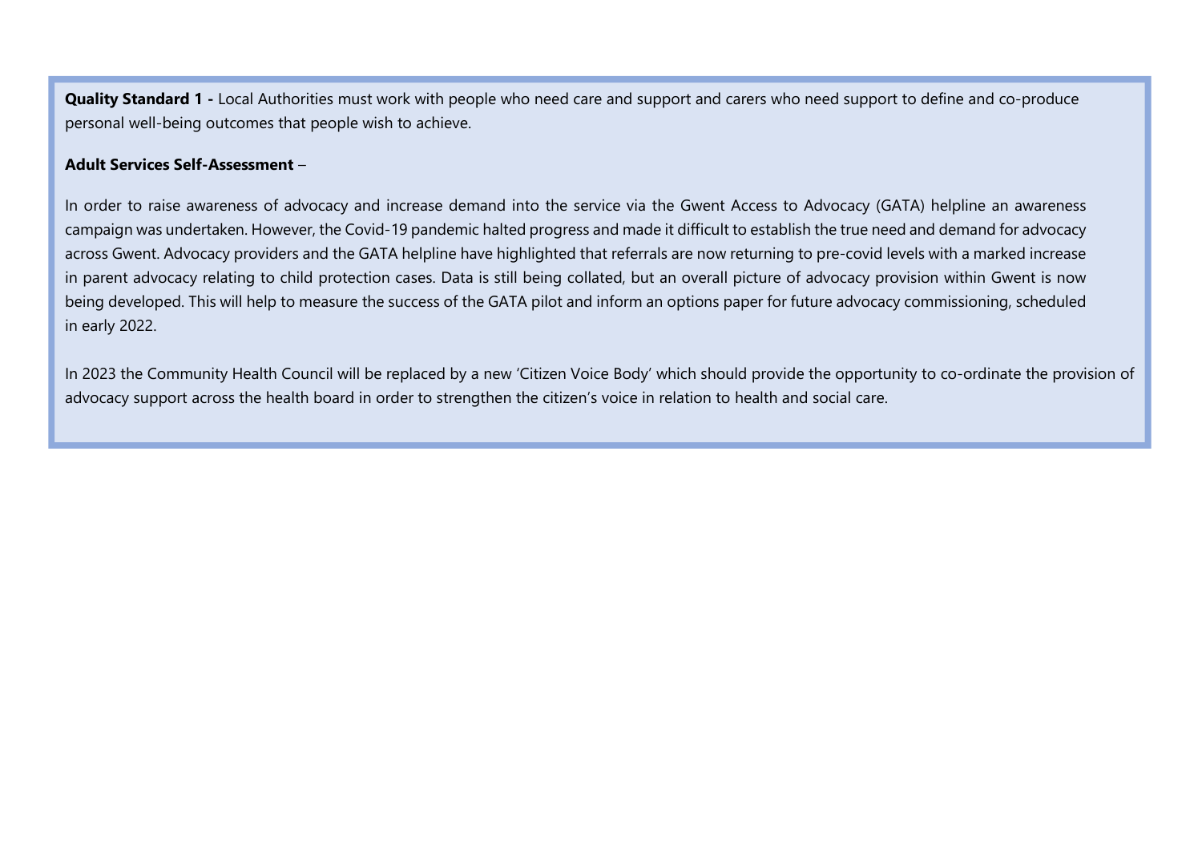**Quality Standard 1 -** Local Authorities must work with people who need care and support and carers who need support to define and co-produce personal well-being outcomes that people wish to achieve.

**Adult Services Self-Assessment** –

In order to raise awareness of advocacy and increase demand into the service via the Gwent Access to Advocacy (GATA) helpline an awareness campaign was undertaken. However, the Covid-19 pandemic halted progress and made it difficult to establish the true need and demand for advocacy across Gwent. Advocacy providers and the GATA helpline have highlighted that referrals are now returning to pre-covid levels with a marked increase in parent advocacy relating to child protection cases. Data is still being collated, but an overall picture of advocacy provision within Gwent is now being developed. This will help to measure the success of the GATA pilot and inform an options paper for future advocacy commissioning, scheduled in early 2022.

In 2023 the Community Health Council will be replaced by a new 'Citizen Voice Body' which should provide the opportunity to co-ordinate the provision of advocacy support across the health board in order to strengthen the citizen's voice in relation to health and social care.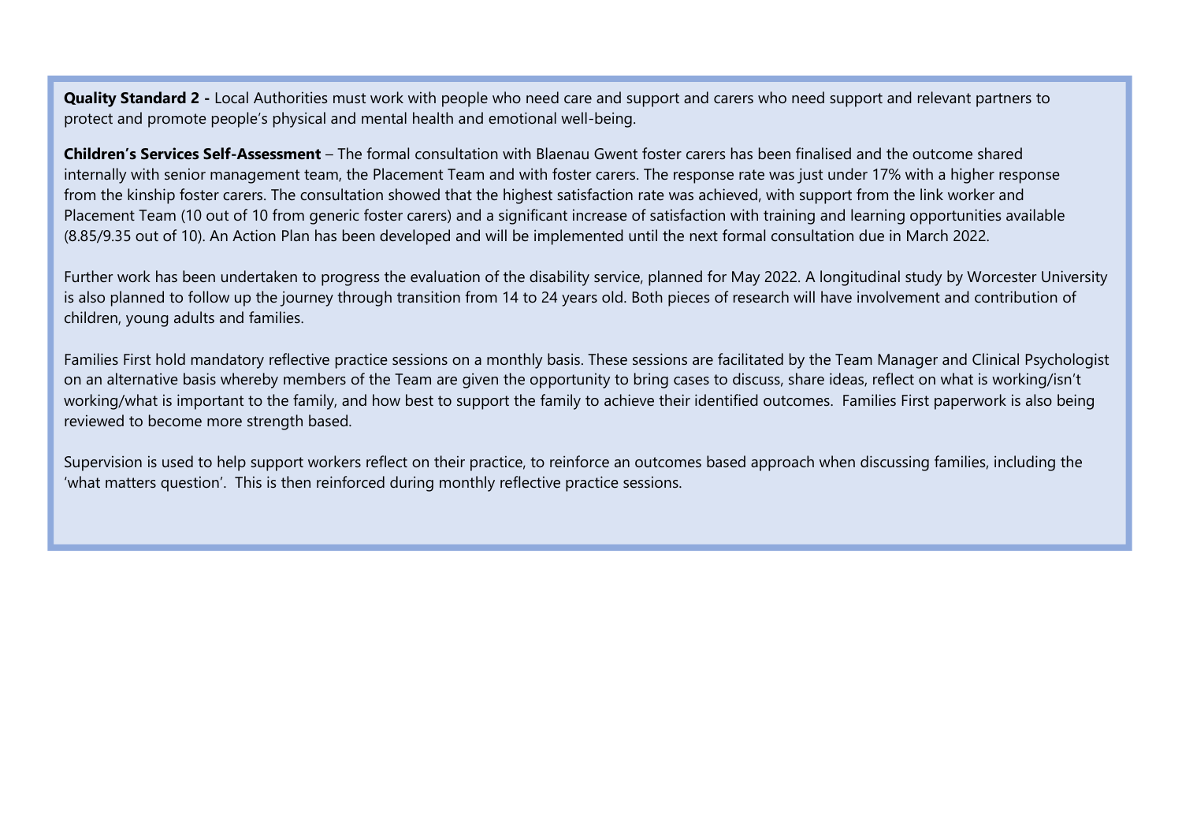**Quality Standard 2 -** Local Authorities must work with people who need care and support and carers who need support and relevant partners to protect and promote people's physical and mental health and emotional well-being.

**Children's Services Self-Assessment** – The formal consultation with Blaenau Gwent foster carers has been finalised and the outcome shared internally with senior management team, the Placement Team and with foster carers. The response rate was just under 17% with a higher response from the kinship foster carers. The consultation showed that the highest satisfaction rate was achieved, with support from the link worker and Placement Team (10 out of 10 from generic foster carers) and a significant increase of satisfaction with training and learning opportunities available (8.85/9.35 out of 10). An Action Plan has been developed and will be implemented until the next formal consultation due in March 2022.

Further work has been undertaken to progress the evaluation of the disability service, planned for May 2022. A longitudinal study by Worcester University is also planned to follow up the journey through transition from 14 to 24 years old. Both pieces of research will have involvement and contribution of children, young adults and families.

Families First hold mandatory reflective practice sessions on a monthly basis. These sessions are facilitated by the Team Manager and Clinical Psychologist on an alternative basis whereby members of the Team are given the opportunity to bring cases to discuss, share ideas, reflect on what is working/isn't working/what is important to the family, and how best to support the family to achieve their identified outcomes. Families First paperwork is also being reviewed to become more strength based.

Supervision is used to help support workers reflect on their practice, to reinforce an outcomes based approach when discussing families, including the 'what matters question'. This is then reinforced during monthly reflective practice sessions.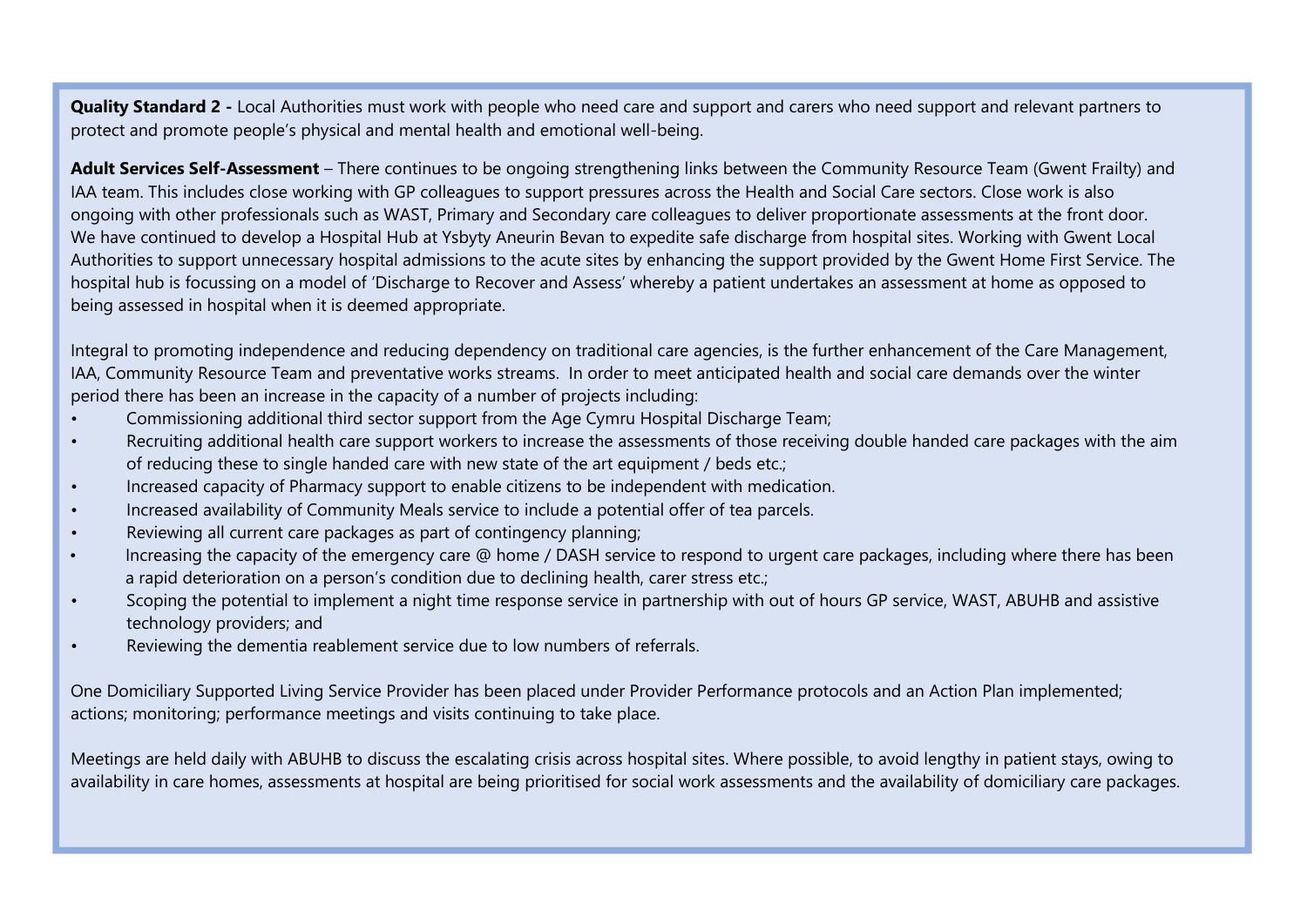**Quality Standard 2 -** Local Authorities must work with people who need care and support and carers who need support and relevant partners to protect and promote people's physical and mental health and emotional well-being.

**Adult Services Self-Assessment** – There continues to be ongoing strengthening links between the Community Resource Team (Gwent Frailty) and IAA team. This includes close working with GP colleagues to support pressures across the Health and Social Care sectors. Close work is also ongoing with other professionals such as WAST, Primary and Secondary care colleagues to deliver proportionate assessments at the front door. We have continued to develop a Hospital Hub at Ysbyty Aneurin Bevan to expedite safe discharge from hospital sites. Working with Gwent Local Authorities to support unnecessary hospital admissions to the acute sites by enhancing the support provided by the Gwent Home First Service. The hospital hub is focussing on a model of 'Discharge to Recover and Assess' whereby a patient undertakes an assessment at home as opposed to being assessed in hospital when it is deemed appropriate.

Integral to promoting independence and reducing dependency on traditional care agencies, is the further enhancement of the Care Management, IAA, Community Resource Team and preventative works streams. In order to meet anticipated health and social care demands over the winter period there has been an increase in the capacity of a number of projects including:

- Commissioning additional third sector support from the Age Cymru Hospital Discharge Team;
- Recruiting additional health care support workers to increase the assessments of those receiving double handed care packages with the aim of reducing these to single handed care with new state of the art equipment / beds etc.;
- Increased capacity of Pharmacy support to enable citizens to be independent with medication.
- Increased availability of Community Meals service to include a potential offer of tea parcels.
- Reviewing all current care packages as part of contingency planning;
- Increasing the capacity of the emergency care @ home / DASH service to respond to urgent care packages, including where there has been a rapid deterioration on a person's condition due to declining health, carer stress etc.;
- Scoping the potential to implement a night time response service in partnership with out of hours GP service, WAST, ABUHB and assistive technology providers; and
- Reviewing the dementia reablement service due to low numbers of referrals.

One Domiciliary Supported Living Service Provider has been placed under Provider Performance protocols and an Action Plan implemented; actions; monitoring; performance meetings and visits continuing to take place.

Meetings are held daily with ABUHB to discuss the escalating crisis across hospital sites. Where possible, to avoid lengthy in patient stays, owing to availability in care homes, assessments at hospital are being prioritised for social work assessments and the availability of domiciliary care packages.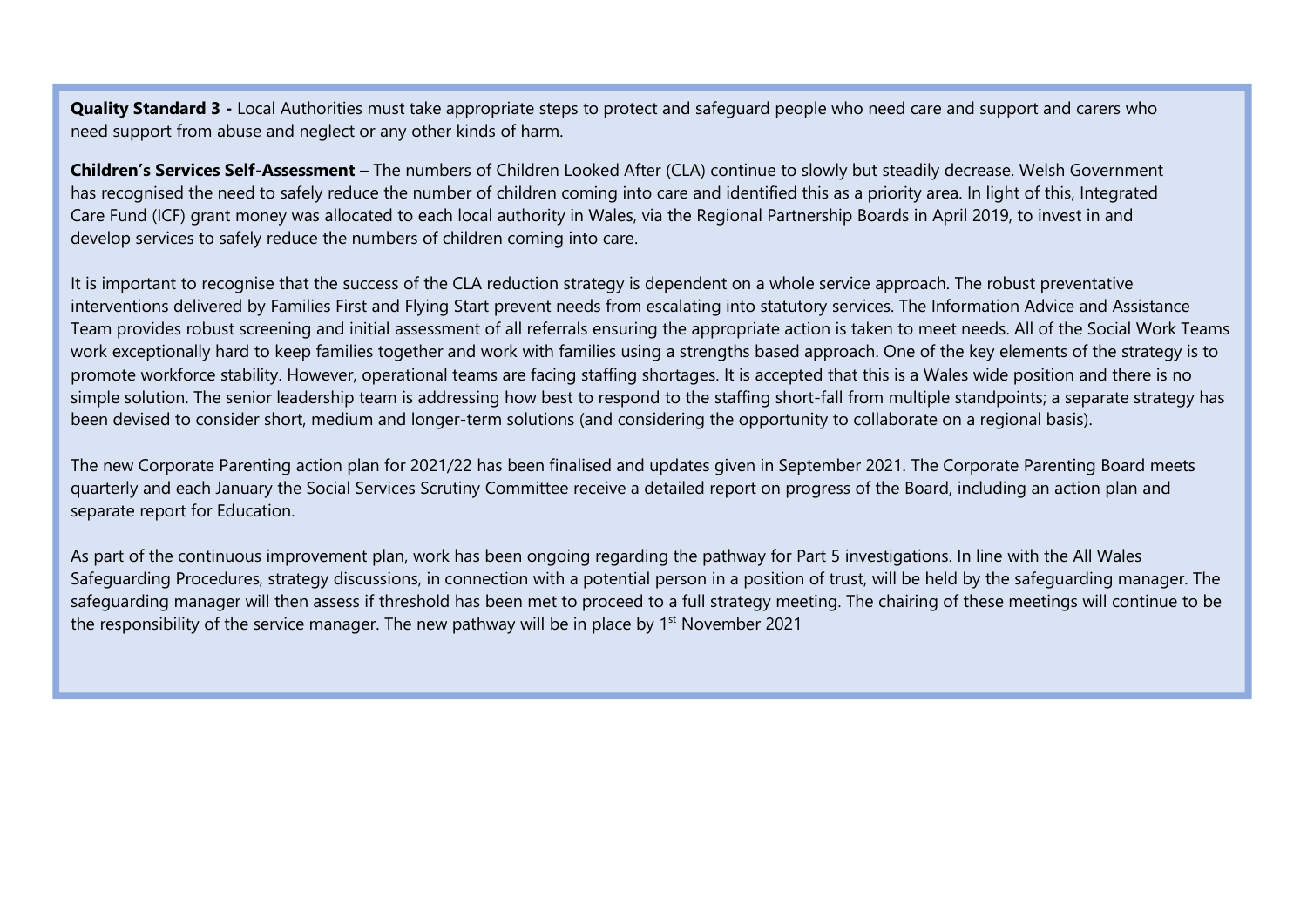**Quality Standard 3 -** Local Authorities must take appropriate steps to protect and safeguard people who need care and support and carers who need support from abuse and neglect or any other kinds of harm.

**Children's Services Self-Assessment** – The numbers of Children Looked After (CLA) continue to slowly but steadily decrease. Welsh Government has recognised the need to safely reduce the number of children coming into care and identified this as a priority area. In light of this, Integrated Care Fund (ICF) grant money was allocated to each local authority in Wales, via the Regional Partnership Boards in April 2019, to invest in and develop services to safely reduce the numbers of children coming into care.

It is important to recognise that the success of the CLA reduction strategy is dependent on a whole service approach. The robust preventative interventions delivered by Families First and Flying Start prevent needs from escalating into statutory services. The Information Advice and Assistance Team provides robust screening and initial assessment of all referrals ensuring the appropriate action is taken to meet needs. All of the Social Work Teams work exceptionally hard to keep families together and work with families using a strengths based approach. One of the key elements of the strategy is to promote workforce stability. However, operational teams are facing staffing shortages. It is accepted that this is a Wales wide position and there is no simple solution. The senior leadership team is addressing how best to respond to the staffing short-fall from multiple standpoints; a separate strategy has been devised to consider short, medium and longer-term solutions (and considering the opportunity to collaborate on a regional basis).

The new Corporate Parenting action plan for 2021/22 has been finalised and updates given in September 2021. The Corporate Parenting Board meets quarterly and each January the Social Services Scrutiny Committee receive a detailed report on progress of the Board, including an action plan and separate report for Education.

As part of the continuous improvement plan, work has been ongoing regarding the pathway for Part 5 investigations. In line with the All Wales Safeguarding Procedures, strategy discussions, in connection with a potential person in a position of trust, will be held by the safeguarding manager. The safeguarding manager will then assess if threshold has been met to proceed to a full strategy meeting. The chairing of these meetings will continue to be the responsibility of the service manager. The new pathway will be in place by 1st November 2021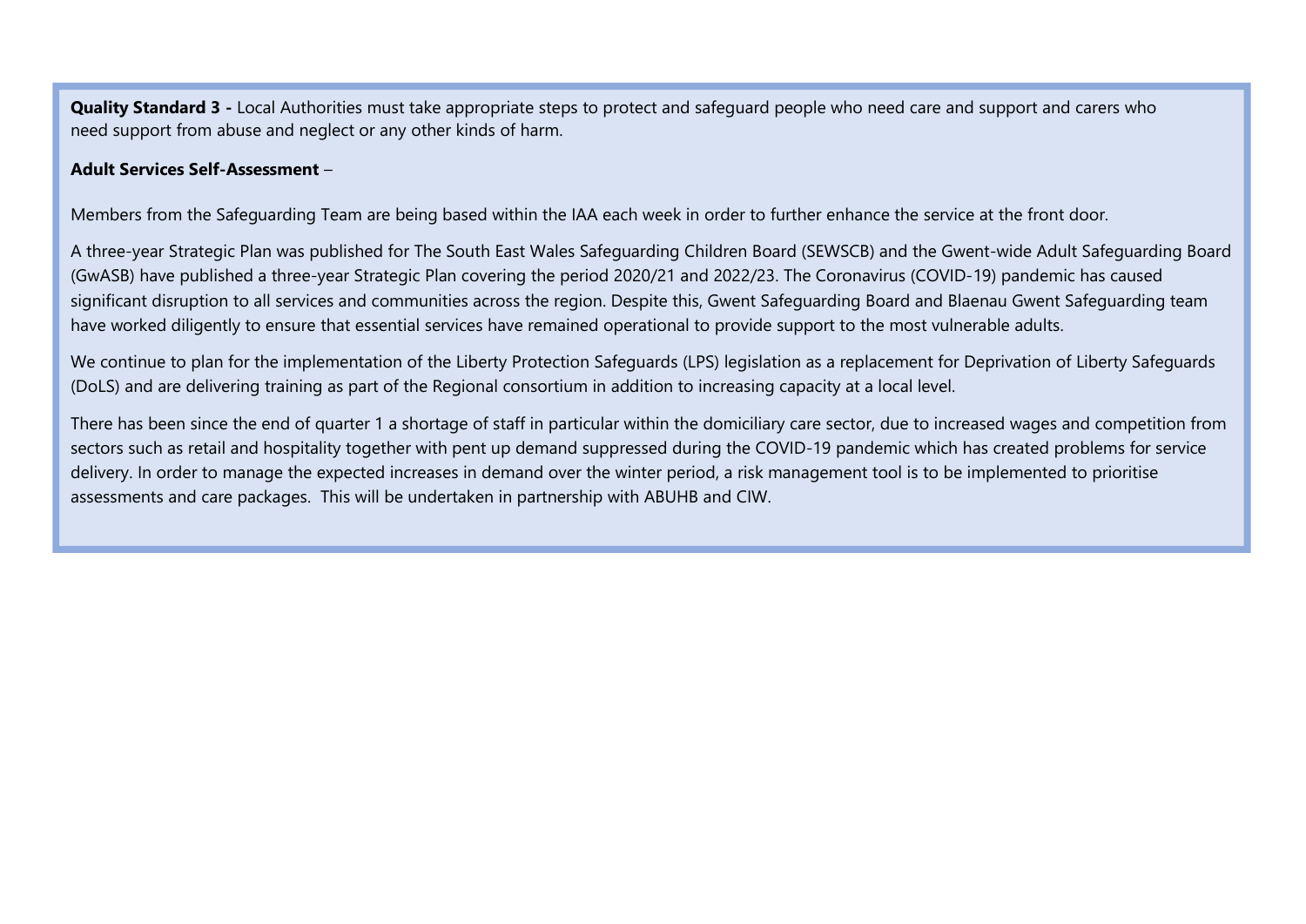**Quality Standard 3 -** Local Authorities must take appropriate steps to protect and safeguard people who need care and support and carers who need support from abuse and neglect or any other kinds of harm.

**Adult Services Self-Assessment** –

Members from the Safeguarding Team are being based within the IAA each week in order to further enhance the service at the front door.

A three-year Strategic Plan was published for The South East Wales Safeguarding Children Board (SEWSCB) and the Gwent-wide Adult Safeguarding Board (GwASB) have published a three-year Strategic Plan covering the period 2020/21 and 2022/23. The Coronavirus (COVID-19) pandemic has caused significant disruption to all services and communities across the region. Despite this, Gwent Safeguarding Board and Blaenau Gwent Safeguarding team have worked diligently to ensure that essential services have remained operational to provide support to the most vulnerable adults.

We continue to plan for the implementation of the Liberty Protection Safeguards (LPS) legislation as a replacement for Deprivation of Liberty Safeguards (DoLS) and are delivering training as part of the Regional consortium in addition to increasing capacity at a local level.

There has been since the end of quarter 1 a shortage of staff in particular within the domiciliary care sector, due to increased wages and competition from sectors such as retail and hospitality together with pent up demand suppressed during the COVID-19 pandemic which has created problems for service delivery. In order to manage the expected increases in demand over the winter period, a risk management tool is to be implemented to prioritise assessments and care packages. This will be undertaken in partnership with ABUHB and CIW.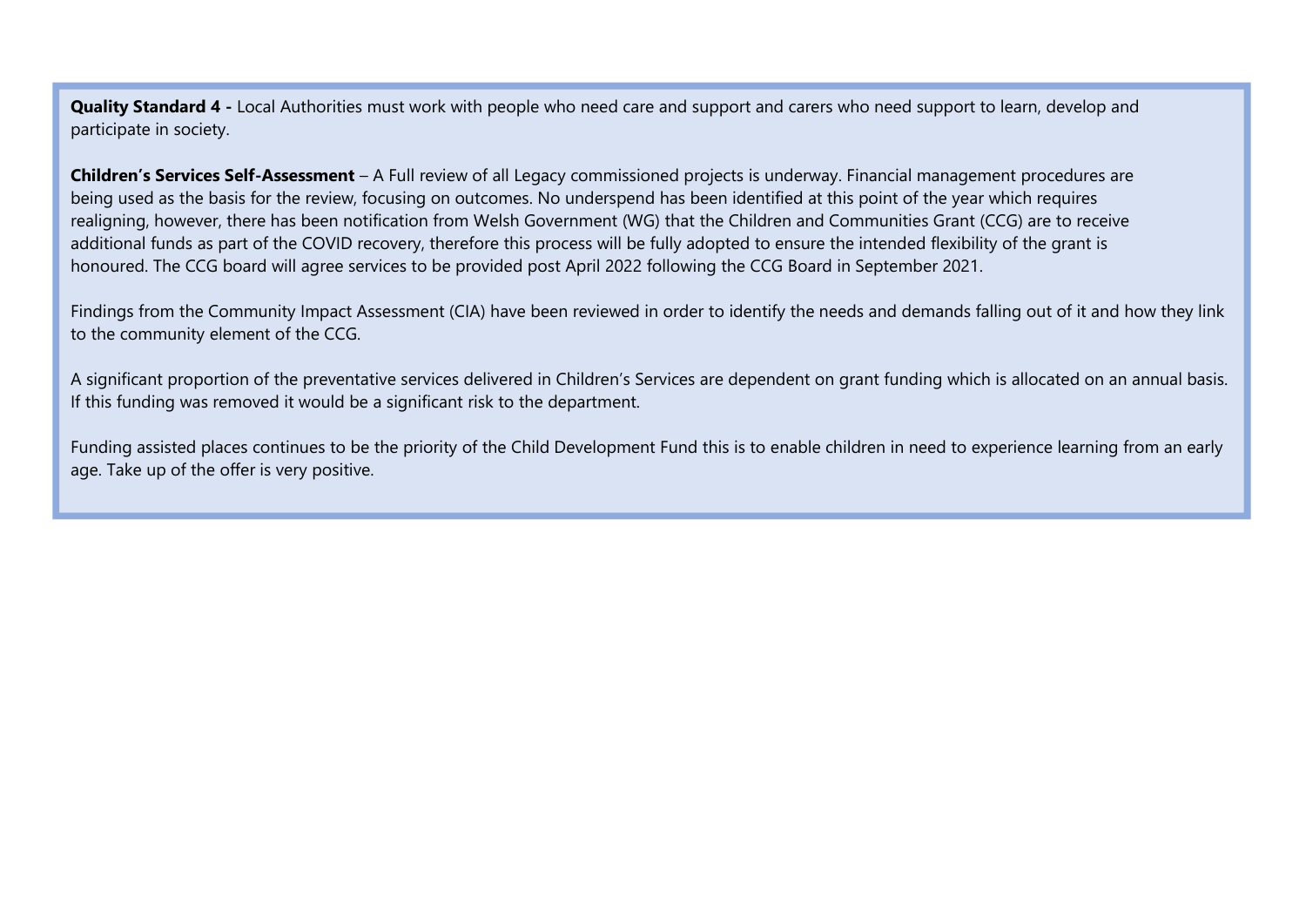**Quality Standard 4 -** Local Authorities must work with people who need care and support and carers who need support to learn, develop and participate in society.

**Children's Services Self-Assessment** – A Full review of all Legacy commissioned projects is underway. Financial management procedures are being used as the basis for the review, focusing on outcomes. No underspend has been identified at this point of the year which requires realigning, however, there has been notification from Welsh Government (WG) that the Children and Communities Grant (CCG) are to receive additional funds as part of the COVID recovery, therefore this process will be fully adopted to ensure the intended flexibility of the grant is honoured. The CCG board will agree services to be provided post April 2022 following the CCG Board in September 2021.

Findings from the Community Impact Assessment (CIA) have been reviewed in order to identify the needs and demands falling out of it and how they link to the community element of the CCG.

A significant proportion of the preventative services delivered in Children's Services are dependent on grant funding which is allocated on an annual basis. If this funding was removed it would be a significant risk to the department.

Funding assisted places continues to be the priority of the Child Development Fund this is to enable children in need to experience learning from an early age. Take up of the offer is very positive.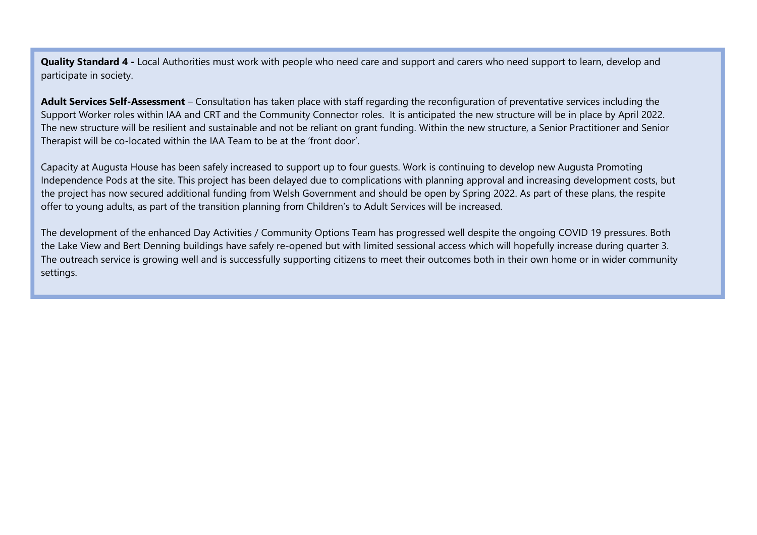**Quality Standard 4 -** Local Authorities must work with people who need care and support and carers who need support to learn, develop and participate in society.

**Adult Services Self-Assessment** – Consultation has taken place with staff regarding the reconfiguration of preventative services including the Support Worker roles within IAA and CRT and the Community Connector roles. It is anticipated the new structure will be in place by April 2022. The new structure will be resilient and sustainable and not be reliant on grant funding. Within the new structure, a Senior Practitioner and Senior Therapist will be co-located within the IAA Team to be at the 'front door'.

Capacity at Augusta House has been safely increased to support up to four guests. Work is continuing to develop new Augusta Promoting Independence Pods at the site. This project has been delayed due to complications with planning approval and increasing development costs, but the project has now secured additional funding from Welsh Government and should be open by Spring 2022. As part of these plans, the respite offer to young adults, as part of the transition planning from Children's to Adult Services will be increased.

The development of the enhanced Day Activities / Community Options Team has progressed well despite the ongoing COVID 19 pressures. Both the Lake View and Bert Denning buildings have safely re-opened but with limited sessional access which will hopefully increase during quarter 3. The outreach service is growing well and is successfully supporting citizens to meet their outcomes both in their own home or in wider community settings.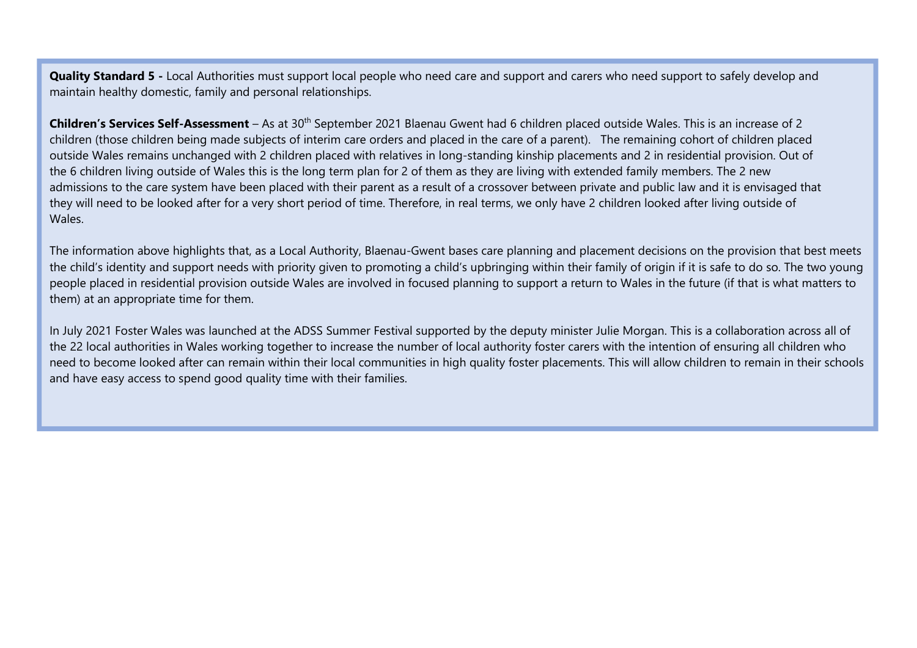**Quality Standard 5 -** Local Authorities must support local people who need care and support and carers who need support to safely develop and maintain healthy domestic, family and personal relationships.

**Children's Services Self-Assessment** – As at 30th September 2021 Blaenau Gwent had 6 children placed outside Wales. This is an increase of 2 children (those children being made subjects of interim care orders and placed in the care of a parent). The remaining cohort of children placed outside Wales remains unchanged with 2 children placed with relatives in long-standing kinship placements and 2 in residential provision. Out of the 6 children living outside of Wales this is the long term plan for 2 of them as they are living with extended family members. The 2 new admissions to the care system have been placed with their parent as a result of a crossover between private and public law and it is envisaged that they will need to be looked after for a very short period of time. Therefore, in real terms, we only have 2 children looked after living outside of Wales.

The information above highlights that, as a Local Authority, Blaenau-Gwent bases care planning and placement decisions on the provision that best meets the child's identity and support needs with priority given to promoting a child's upbringing within their family of origin if it is safe to do so. The two young people placed in residential provision outside Wales are involved in focused planning to support a return to Wales in the future (if that is what matters to them) at an appropriate time for them.

In July 2021 Foster Wales was launched at the ADSS Summer Festival supported by the deputy minister Julie Morgan. This is a collaboration across all of the 22 local authorities in Wales working together to increase the number of local authority foster carers with the intention of ensuring all children who need to become looked after can remain within their local communities in high quality foster placements. This will allow children to remain in their schools and have easy access to spend good quality time with their families.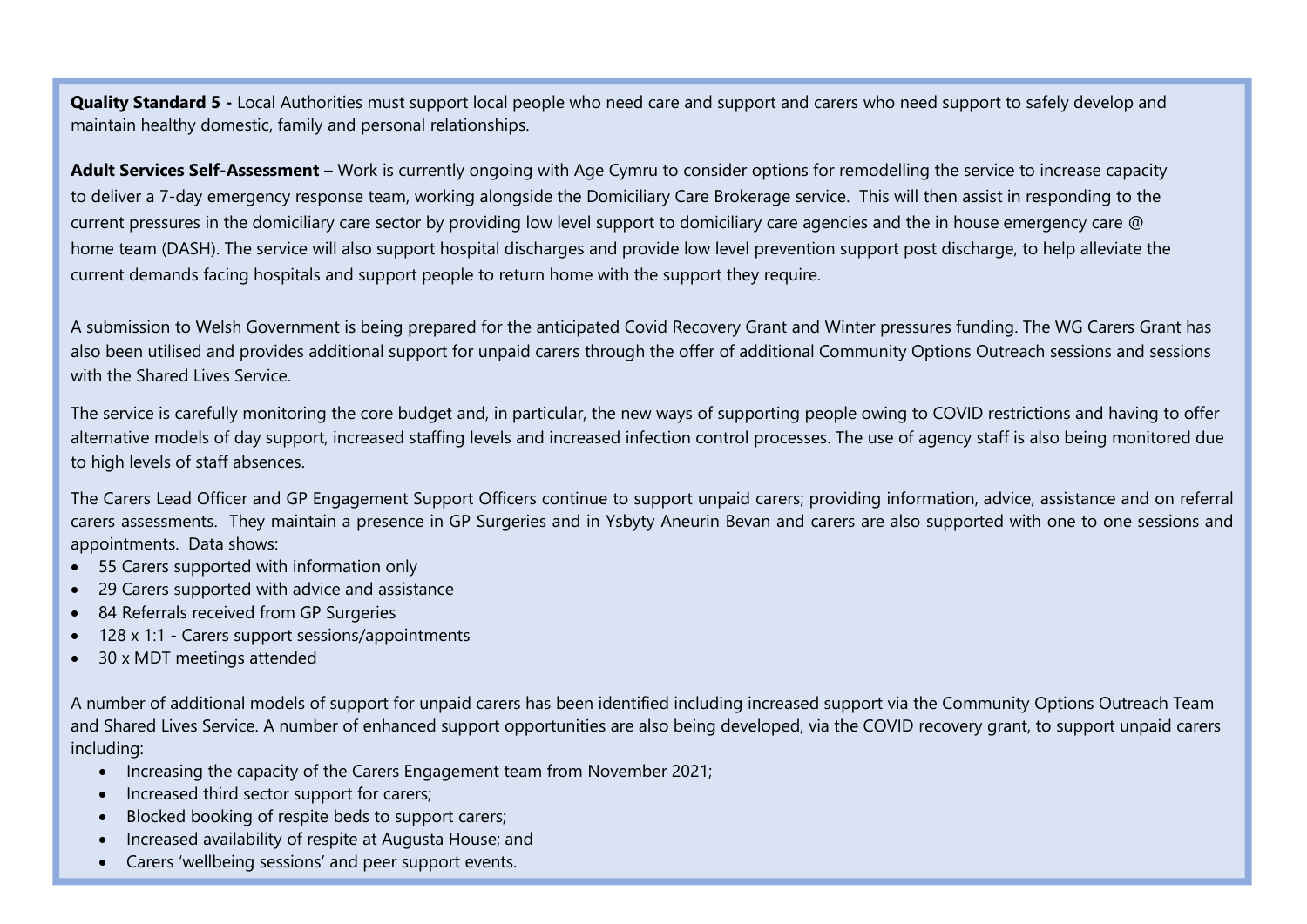**Quality Standard 5 -** Local Authorities must support local people who need care and support and carers who need support to safely develop and maintain healthy domestic, family and personal relationships.

**Adult Services Self-Assessment** – Work is currently ongoing with Age Cymru to consider options for remodelling the service to increase capacity to deliver a 7-day emergency response team, working alongside the Domiciliary Care Brokerage service. This will then assist in responding to the current pressures in the domiciliary care sector by providing low level support to domiciliary care agencies and the in house emergency care @ home team (DASH). The service will also support hospital discharges and provide low level prevention support post discharge, to help alleviate the current demands facing hospitals and support people to return home with the support they require.

A submission to Welsh Government is being prepared for the anticipated Covid Recovery Grant and Winter pressures funding. The WG Carers Grant has also been utilised and provides additional support for unpaid carers through the offer of additional Community Options Outreach sessions and sessions with the Shared Lives Service.

The service is carefully monitoring the core budget and, in particular, the new ways of supporting people owing to COVID restrictions and having to offer alternative models of day support, increased staffing levels and increased infection control processes. The use of agency staff is also being monitored due to high levels of staff absences.

The Carers Lead Officer and GP Engagement Support Officers continue to support unpaid carers; providing information, advice, assistance and on referral carers assessments. They maintain a presence in GP Surgeries and in Ysbyty Aneurin Bevan and carers are also supported with one to one sessions and appointments. Data shows:

- 55 Carers supported with information only
- 29 Carers supported with advice and assistance
- 84 Referrals received from GP Surgeries
- 128 x 1:1 - Carers support sessions/appointments
- 30 x MDT meetings attended

A number of additional models of support for unpaid carers has been identified including increased support via the Community Options Outreach Team and Shared Lives Service. A number of enhanced support opportunities are also being developed, via the COVID recovery grant, to support unpaid carers including:

- Increasing the capacity of the Carers Engagement team from November 2021;
- Increased third sector support for carers;
- Blocked booking of respite beds to support carers;
- Increased availability of respite at Augusta House; and
- Carers 'wellbeing sessions' and peer support events.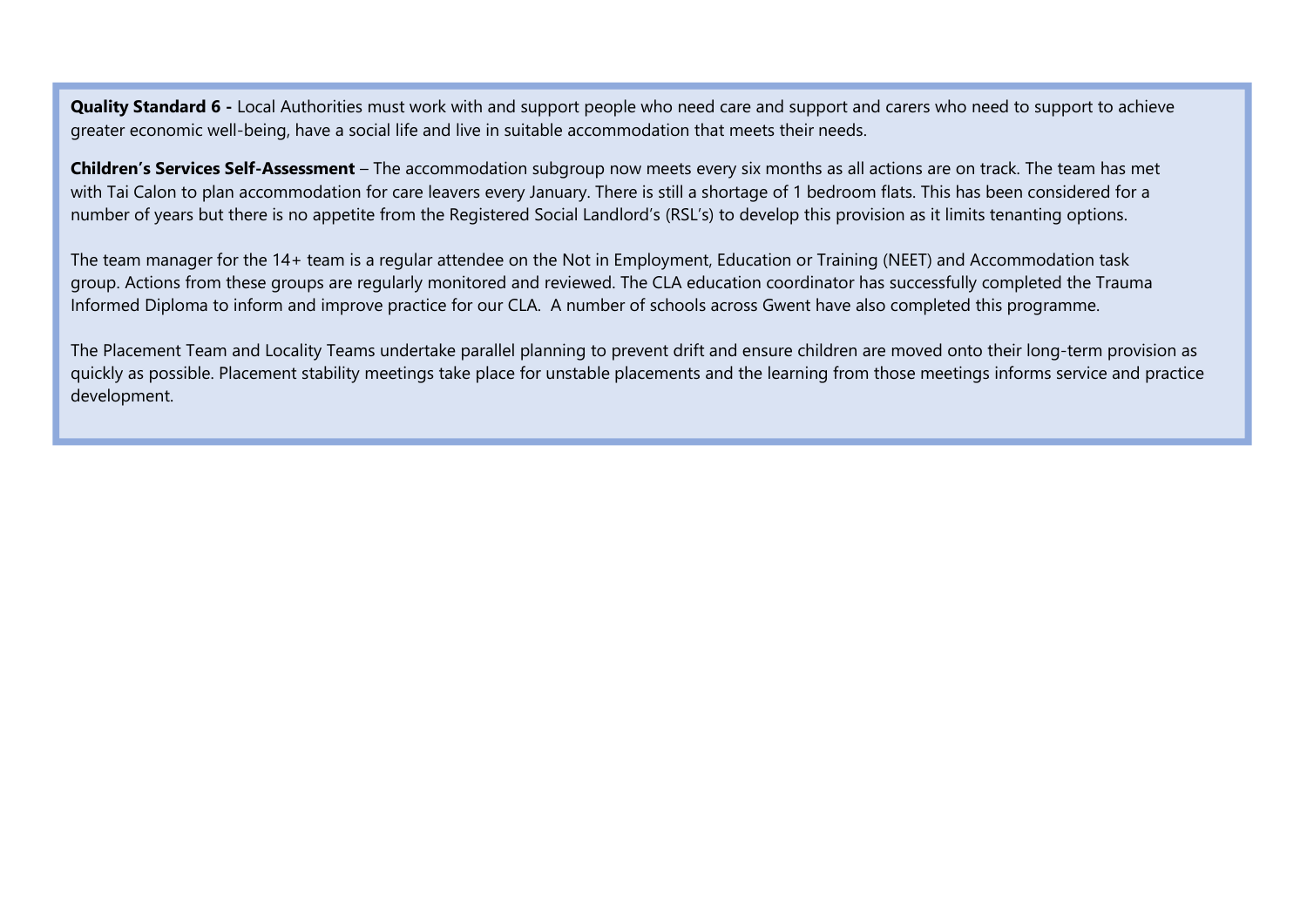**Quality Standard 6 -** Local Authorities must work with and support people who need care and support and carers who need to support to achieve greater economic well-being, have a social life and live in suitable accommodation that meets their needs.

**Children's Services Self-Assessment** – The accommodation subgroup now meets every six months as all actions are on track. The team has met with Tai Calon to plan accommodation for care leavers every January. There is still a shortage of 1 bedroom flats. This has been considered for a number of years but there is no appetite from the Registered Social Landlord's (RSL's) to develop this provision as it limits tenanting options.

The team manager for the 14+ team is a regular attendee on the Not in Employment, Education or Training (NEET) and Accommodation task group. Actions from these groups are regularly monitored and reviewed. The CLA education coordinator has successfully completed the Trauma Informed Diploma to inform and improve practice for our CLA. A number of schools across Gwent have also completed this programme.

The Placement Team and Locality Teams undertake parallel planning to prevent drift and ensure children are moved onto their long-term provision as quickly as possible. Placement stability meetings take place for unstable placements and the learning from those meetings informs service and practice development.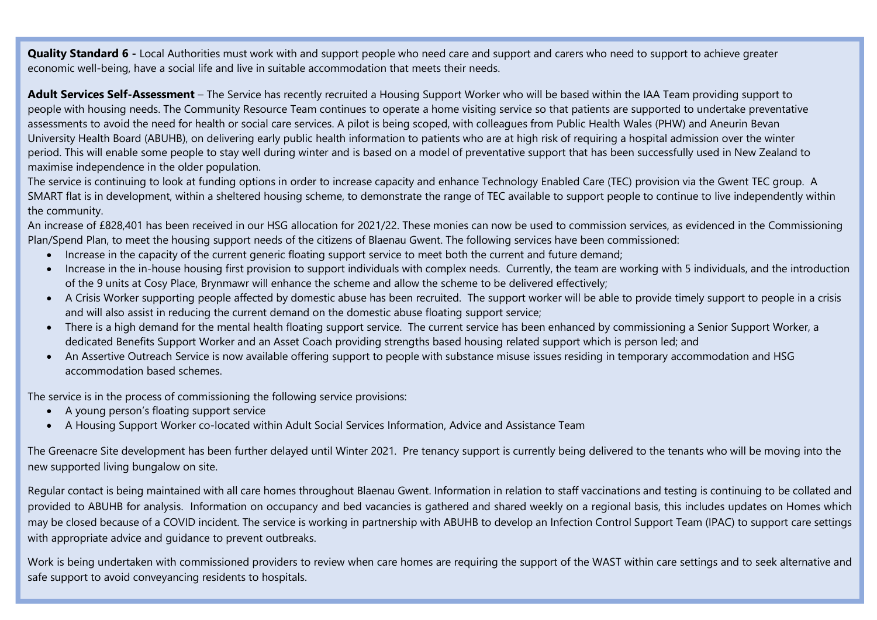**Quality Standard 6 -** Local Authorities must work with and support people who need care and support and carers who need to support to achieve greater economic well-being, have a social life and live in suitable accommodation that meets their needs.

**Adult Services Self-Assessment** – The Service has recently recruited a Housing Support Worker who will be based within the IAA Team providing support to people with housing needs. The Community Resource Team continues to operate a home visiting service so that patients are supported to undertake preventative assessments to avoid the need for health or social care services. A pilot is being scoped, with colleagues from Public Health Wales (PHW) and Aneurin Bevan University Health Board (ABUHB), on delivering early public health information to patients who are at high risk of requiring a hospital admission over the winter period. This will enable some people to stay well during winter and is based on a model of preventative support that has been successfully used in New Zealand to maximise independence in the older population.

The service is continuing to look at funding options in order to increase capacity and enhance Technology Enabled Care (TEC) provision via the Gwent TEC group. A SMART flat is in development, within a sheltered housing scheme, to demonstrate the range of TEC available to support people to continue to live independently within the community.

An increase of £828,401 has been received in our HSG allocation for 2021/22. These monies can now be used to commission services, as evidenced in the Commissioning Plan/Spend Plan, to meet the housing support needs of the citizens of Blaenau Gwent. The following services have been commissioned:

- Increase in the capacity of the current generic floating support service to meet both the current and future demand;
- Increase in the in-house housing first provision to support individuals with complex needs. Currently, the team are working with 5 individuals, and the introduction of the 9 units at Cosy Place, Brynmawr will enhance the scheme and allow the scheme to be delivered effectively;
- A Crisis Worker supporting people affected by domestic abuse has been recruited. The support worker will be able to provide timely support to people in a crisis and will also assist in reducing the current demand on the domestic abuse floating support service;
- There is a high demand for the mental health floating support service. The current service has been enhanced by commissioning a Senior Support Worker, a dedicated Benefits Support Worker and an Asset Coach providing strengths based housing related support which is person led; and
- An Assertive Outreach Service is now available offering support to people with substance misuse issues residing in temporary accommodation and HSG accommodation based schemes.

The service is in the process of commissioning the following service provisions:

- A young person's floating support service
- A Housing Support Worker co-located within Adult Social Services Information, Advice and Assistance Team

The Greenacre Site development has been further delayed until Winter 2021. Pre tenancy support is currently being delivered to the tenants who will be moving into the new supported living bungalow on site.

Regular contact is being maintained with all care homes throughout Blaenau Gwent. Information in relation to staff vaccinations and testing is continuing to be collated and provided to ABUHB for analysis. Information on occupancy and bed vacancies is gathered and shared weekly on a regional basis, this includes updates on Homes which may be closed because of a COVID incident. The service is working in partnership with ABUHB to develop an Infection Control Support Team (IPAC) to support care settings with appropriate advice and guidance to prevent outbreaks.

Work is being undertaken with commissioned providers to review when care homes are requiring the support of the WAST within care settings and to seek alternative and safe support to avoid conveyancing residents to hospitals.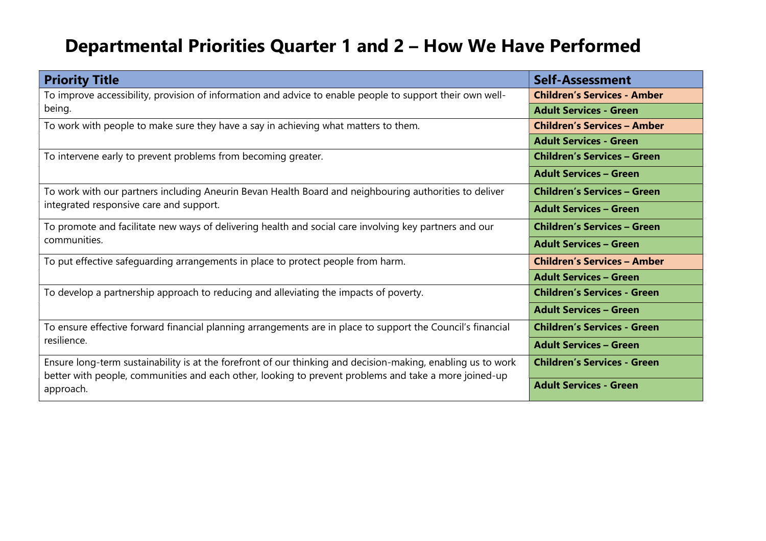# Departmental Priorities Quarter 1 and 2 – How We Have Performed

| Priority Title | Self-Assessment |
|---|---|
| To improve accessibility, provision of information and advice to enable people to support their own well-being. | **Children's Services - Amber** |
| | **Adult Services - Green** |
| To work with people to make sure they have a say in achieving what matters to them. | **Children's Services – Amber** |
| | **Adult Services - Green** |
| To intervene early to prevent problems from becoming greater. | **Children's Services – Green** |
| | **Adult Services – Green** |
| To work with our partners including Aneurin Bevan Health Board and neighbouring authorities to deliver integrated responsive care and support. | **Children's Services – Green** |
| | **Adult Services – Green** |
| To promote and facilitate new ways of delivering health and social care involving key partners and our communities. | **Children's Services – Green** |
| | **Adult Services – Green** |
| To put effective safeguarding arrangements in place to protect people from harm. | **Children's Services – Amber** |
| | **Adult Services – Green** |
| To develop a partnership approach to reducing and alleviating the impacts of poverty. | **Children's Services - Green** |
| | **Adult Services – Green** |
| To ensure effective forward financial planning arrangements are in place to support the Council's financial resilience. | **Children's Services - Green** |
| | **Adult Services – Green** |
| Ensure long-term sustainability is at the forefront of our thinking and decision-making, enabling us to work better with people, communities and each other, looking to prevent problems and take a more joined-up approach. | **Children's Services - Green** |
| | **Adult Services - Green** |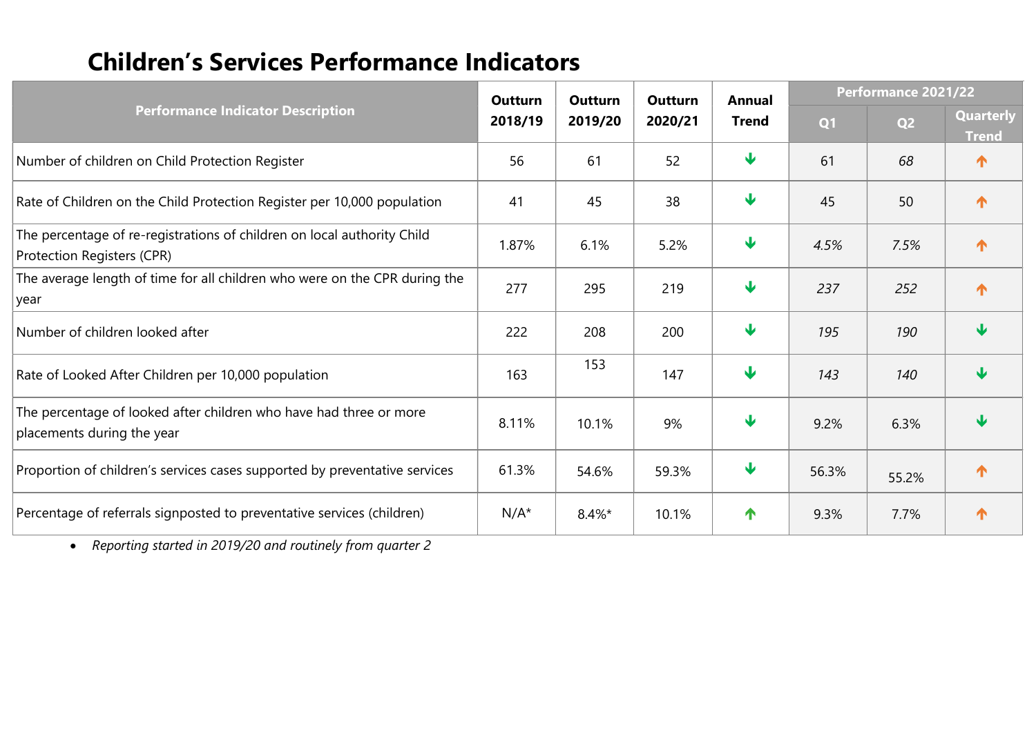# Children's Services Performance Indicators

| Performance Indicator Description | Outturn 2018/19 | Outturn 2019/20 | Outturn 2020/21 | Annual Trend | Performance 2021/22 | | |
|---|---|---|---|---|---|---|---|
| | | | | | Q1 | Q2 | Quarterly Trend |
| Number of children on Child Protection Register | 56 | 61 | 52 | ↓ | 61 | *68* | ↑ |
| Rate of Children on the Child Protection Register per 10,000 population | 41 | 45 | 38 | ↓ | 45 | 50 | ↑ |
| The percentage of re-registrations of children on local authority Child Protection Registers (CPR) | 1.87% | 6.1% | 5.2% | ↓ | *4.5%* | *7.5%* | ↑ |
| The average length of time for all children who were on the CPR during the year | 277 | 295 | 219 | ↓ | *237* | *252* | ↑ |
| Number of children looked after | 222 | 208 | 200 | ↓ | *195* | *190* | ↓ |
| Rate of Looked After Children per 10,000 population | 163 | 153 | 147 | ↓ | *143* | *140* | ↓ |
| The percentage of looked after children who have had three or more placements during the year | 8.11% | 10.1% | 9% | ↓ | 9.2% | 6.3% | ↓ |
| Proportion of children's services cases supported by preventative services | 61.3% | 54.6% | 59.3% | ↓ | 56.3% | 55.2% | ↑ |
| Percentage of referrals signposted to preventative services (children) | N/A* | 8.4%* | 10.1% | ↑ | 9.3% | 7.7% | ↑ |

- *Reporting started in 2019/20 and routinely from quarter 2*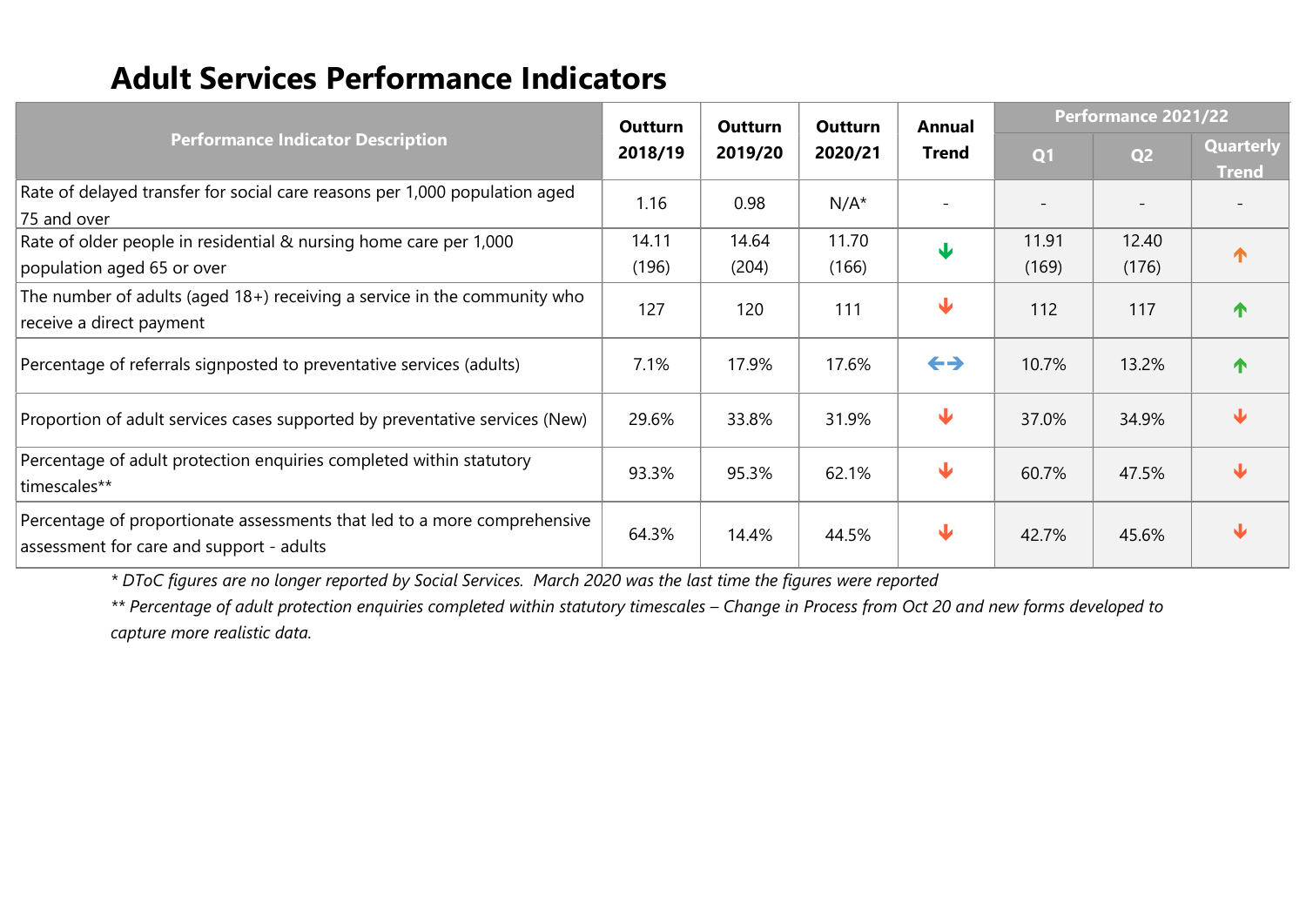# Adult Services Performance Indicators

| Performance Indicator Description | Outturn 2018/19 | Outturn 2019/20 | Outturn 2020/21 | Annual Trend | Performance 2021/22 | | |
|---|---|---|---|---|---|---|---|
| | | | | | Q1 | Q2 | Quarterly Trend |
| Rate of delayed transfer for social care reasons per 1,000 population aged 75 and over | 1.16 | 0.98 | N/A* | - | - | - | - |
| Rate of older people in residential & nursing home care per 1,000 population aged 65 or over | 14.11 (196) | 14.64 (204) | 11.70 (166) | ↓ | 11.91 (169) | 12.40 (176) | ↑ |
| The number of adults (aged 18+) receiving a service in the community who receive a direct payment | 127 | 120 | 111 | ↓ | 112 | 117 | ↑ |
| Percentage of referrals signposted to preventative services (adults) | 7.1% | 17.9% | 17.6% | ↔ | 10.7% | 13.2% | ↑ |
| Proportion of adult services cases supported by preventative services (New) | 29.6% | 33.8% | 31.9% | ↓ | 37.0% | 34.9% | ↓ |
| Percentage of adult protection enquiries completed within statutory timescales** | 93.3% | 95.3% | 62.1% | ↓ | 60.7% | 47.5% | ↓ |
| Percentage of proportionate assessments that led to a more comprehensive assessment for care and support - adults | 64.3% | 14.4% | 44.5% | ↓ | 42.7% | 45.6% | ↓ |

*\* DToC figures are no longer reported by Social Services. March 2020 was the last time the figures were reported*

*\*\* Percentage of adult protection enquiries completed within statutory timescales – Change in Process from Oct 20 and new forms developed to capture more realistic data.*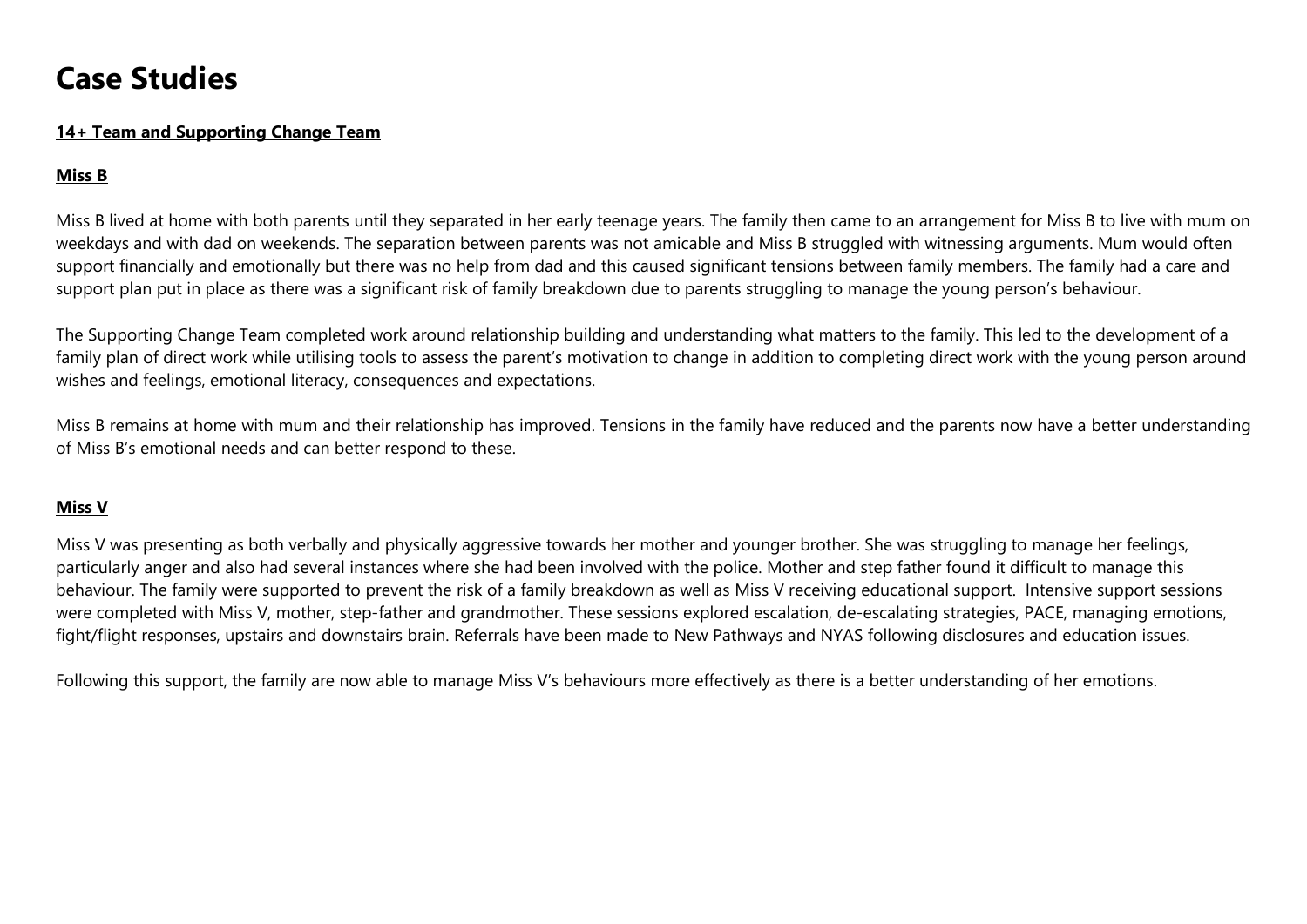# Case Studies

**14+ Team and Supporting Change Team**

**Miss B**

Miss B lived at home with both parents until they separated in her early teenage years. The family then came to an arrangement for Miss B to live with mum on weekdays and with dad on weekends. The separation between parents was not amicable and Miss B struggled with witnessing arguments. Mum would often support financially and emotionally but there was no help from dad and this caused significant tensions between family members. The family had a care and support plan put in place as there was a significant risk of family breakdown due to parents struggling to manage the young person's behaviour.

The Supporting Change Team completed work around relationship building and understanding what matters to the family. This led to the development of a family plan of direct work while utilising tools to assess the parent's motivation to change in addition to completing direct work with the young person around wishes and feelings, emotional literacy, consequences and expectations.

Miss B remains at home with mum and their relationship has improved. Tensions in the family have reduced and the parents now have a better understanding of Miss B's emotional needs and can better respond to these.

**Miss V**

Miss V was presenting as both verbally and physically aggressive towards her mother and younger brother. She was struggling to manage her feelings, particularly anger and also had several instances where she had been involved with the police. Mother and step father found it difficult to manage this behaviour. The family were supported to prevent the risk of a family breakdown as well as Miss V receiving educational support. Intensive support sessions were completed with Miss V, mother, step-father and grandmother. These sessions explored escalation, de-escalating strategies, PACE, managing emotions, fight/flight responses, upstairs and downstairs brain. Referrals have been made to New Pathways and NYAS following disclosures and education issues.

Following this support, the family are now able to manage Miss V's behaviours more effectively as there is a better understanding of her emotions.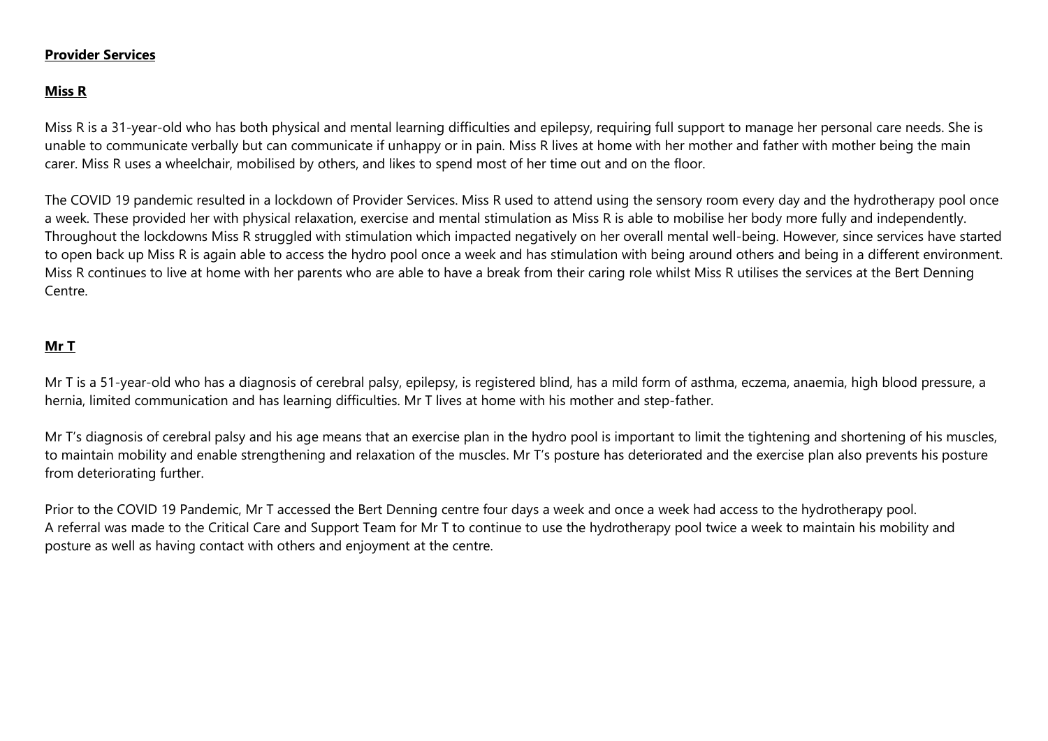**Provider Services**

**Miss R**

Miss R is a 31-year-old who has both physical and mental learning difficulties and epilepsy, requiring full support to manage her personal care needs. She is unable to communicate verbally but can communicate if unhappy or in pain. Miss R lives at home with her mother and father with mother being the main carer. Miss R uses a wheelchair, mobilised by others, and likes to spend most of her time out and on the floor.

The COVID 19 pandemic resulted in a lockdown of Provider Services. Miss R used to attend using the sensory room every day and the hydrotherapy pool once a week. These provided her with physical relaxation, exercise and mental stimulation as Miss R is able to mobilise her body more fully and independently. Throughout the lockdowns Miss R struggled with stimulation which impacted negatively on her overall mental well-being. However, since services have started to open back up Miss R is again able to access the hydro pool once a week and has stimulation with being around others and being in a different environment. Miss R continues to live at home with her parents who are able to have a break from their caring role whilst Miss R utilises the services at the Bert Denning Centre.

**Mr T**

Mr T is a 51-year-old who has a diagnosis of cerebral palsy, epilepsy, is registered blind, has a mild form of asthma, eczema, anaemia, high blood pressure, a hernia, limited communication and has learning difficulties. Mr T lives at home with his mother and step-father.

Mr T's diagnosis of cerebral palsy and his age means that an exercise plan in the hydro pool is important to limit the tightening and shortening of his muscles, to maintain mobility and enable strengthening and relaxation of the muscles. Mr T's posture has deteriorated and the exercise plan also prevents his posture from deteriorating further.

Prior to the COVID 19 Pandemic, Mr T accessed the Bert Denning centre four days a week and once a week had access to the hydrotherapy pool.
A referral was made to the Critical Care and Support Team for Mr T to continue to use the hydrotherapy pool twice a week to maintain his mobility and posture as well as having contact with others and enjoyment at the centre.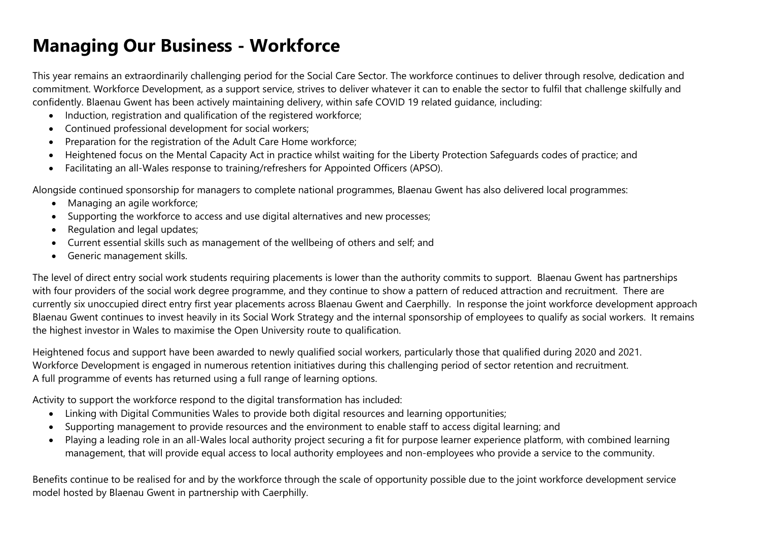# Managing Our Business - Workforce

This year remains an extraordinarily challenging period for the Social Care Sector. The workforce continues to deliver through resolve, dedication and commitment. Workforce Development, as a support service, strives to deliver whatever it can to enable the sector to fulfil that challenge skilfully and confidently. Blaenau Gwent has been actively maintaining delivery, within safe COVID 19 related guidance, including:

- Induction, registration and qualification of the registered workforce;
- Continued professional development for social workers;
- Preparation for the registration of the Adult Care Home workforce;
- Heightened focus on the Mental Capacity Act in practice whilst waiting for the Liberty Protection Safeguards codes of practice; and
- Facilitating an all-Wales response to training/refreshers for Appointed Officers (APSO).

Alongside continued sponsorship for managers to complete national programmes, Blaenau Gwent has also delivered local programmes:

- Managing an agile workforce;
- Supporting the workforce to access and use digital alternatives and new processes;
- Regulation and legal updates;
- Current essential skills such as management of the wellbeing of others and self; and
- Generic management skills.

The level of direct entry social work students requiring placements is lower than the authority commits to support. Blaenau Gwent has partnerships with four providers of the social work degree programme, and they continue to show a pattern of reduced attraction and recruitment. There are currently six unoccupied direct entry first year placements across Blaenau Gwent and Caerphilly. In response the joint workforce development approach Blaenau Gwent continues to invest heavily in its Social Work Strategy and the internal sponsorship of employees to qualify as social workers. It remains the highest investor in Wales to maximise the Open University route to qualification.

Heightened focus and support have been awarded to newly qualified social workers, particularly those that qualified during 2020 and 2021. Workforce Development is engaged in numerous retention initiatives during this challenging period of sector retention and recruitment. A full programme of events has returned using a full range of learning options.

Activity to support the workforce respond to the digital transformation has included:

- Linking with Digital Communities Wales to provide both digital resources and learning opportunities;
- Supporting management to provide resources and the environment to enable staff to access digital learning; and
- Playing a leading role in an all-Wales local authority project securing a fit for purpose learner experience platform, with combined learning management, that will provide equal access to local authority employees and non-employees who provide a service to the community.

Benefits continue to be realised for and by the workforce through the scale of opportunity possible due to the joint workforce development service model hosted by Blaenau Gwent in partnership with Caerphilly.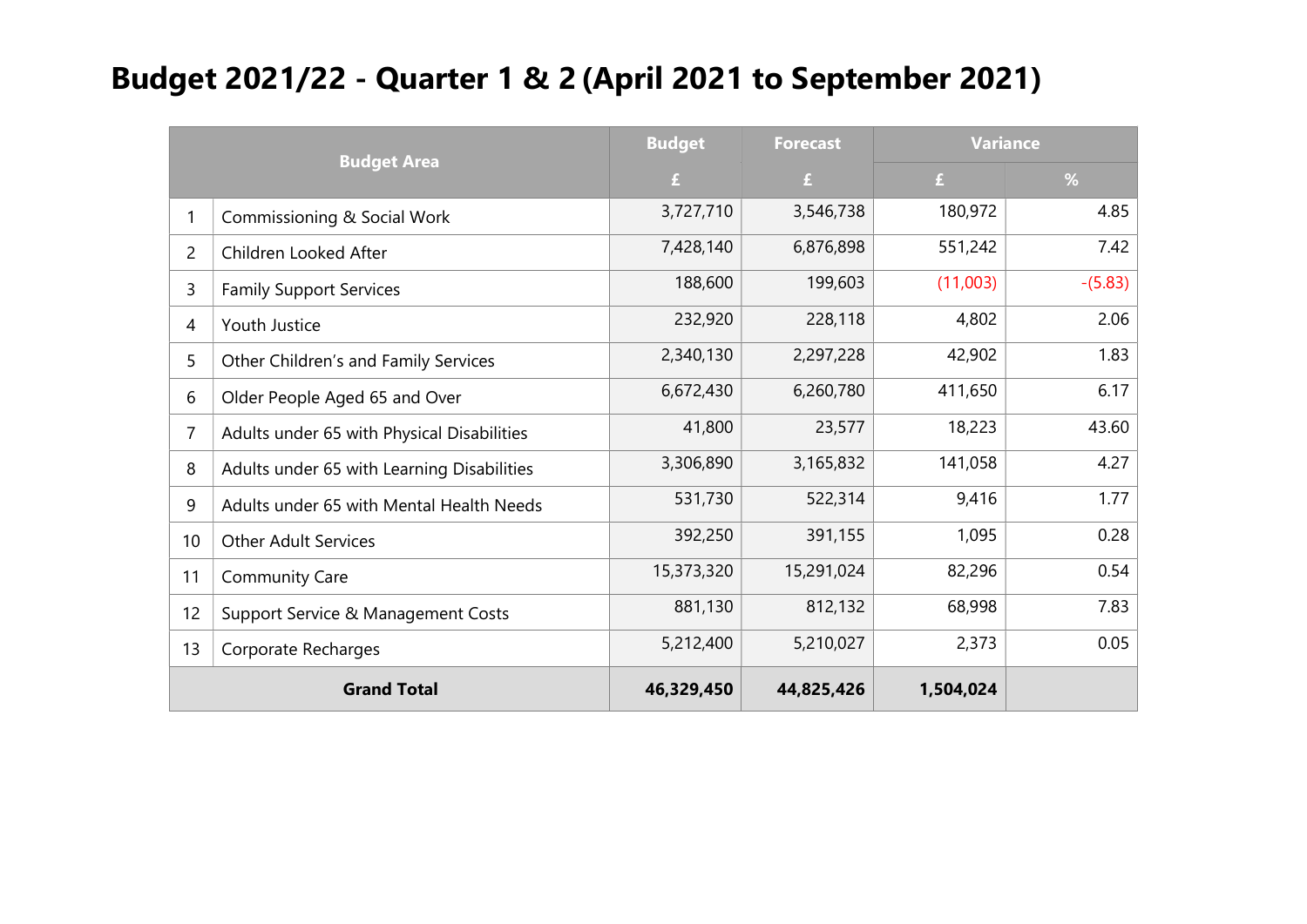# Budget 2021/22 - Quarter 1 & 2 (April 2021 to September 2021)

| Budget Area | | Budget | Forecast | Variance | |
|---|---|---|---|---|---|
| | | £ | £ | £ | % |
| 1 | Commissioning & Social Work | 3,727,710 | 3,546,738 | 180,972 | 4.85 |
| 2 | Children Looked After | 7,428,140 | 6,876,898 | 551,242 | 7.42 |
| 3 | Family Support Services | 188,600 | 199,603 | (11,003) | -(5.83) |
| 4 | Youth Justice | 232,920 | 228,118 | 4,802 | 2.06 |
| 5 | Other Children's and Family Services | 2,340,130 | 2,297,228 | 42,902 | 1.83 |
| 6 | Older People Aged 65 and Over | 6,672,430 | 6,260,780 | 411,650 | 6.17 |
| 7 | Adults under 65 with Physical Disabilities | 41,800 | 23,577 | 18,223 | 43.60 |
| 8 | Adults under 65 with Learning Disabilities | 3,306,890 | 3,165,832 | 141,058 | 4.27 |
| 9 | Adults under 65 with Mental Health Needs | 531,730 | 522,314 | 9,416 | 1.77 |
| 10 | Other Adult Services | 392,250 | 391,155 | 1,095 | 0.28 |
| 11 | Community Care | 15,373,320 | 15,291,024 | 82,296 | 0.54 |
| 12 | Support Service & Management Costs | 881,130 | 812,132 | 68,998 | 7.83 |
| 13 | Corporate Recharges | 5,212,400 | 5,210,027 | 2,373 | 0.05 |
| **Grand Total** | | **46,329,450** | **44,825,426** | **1,504,024** | |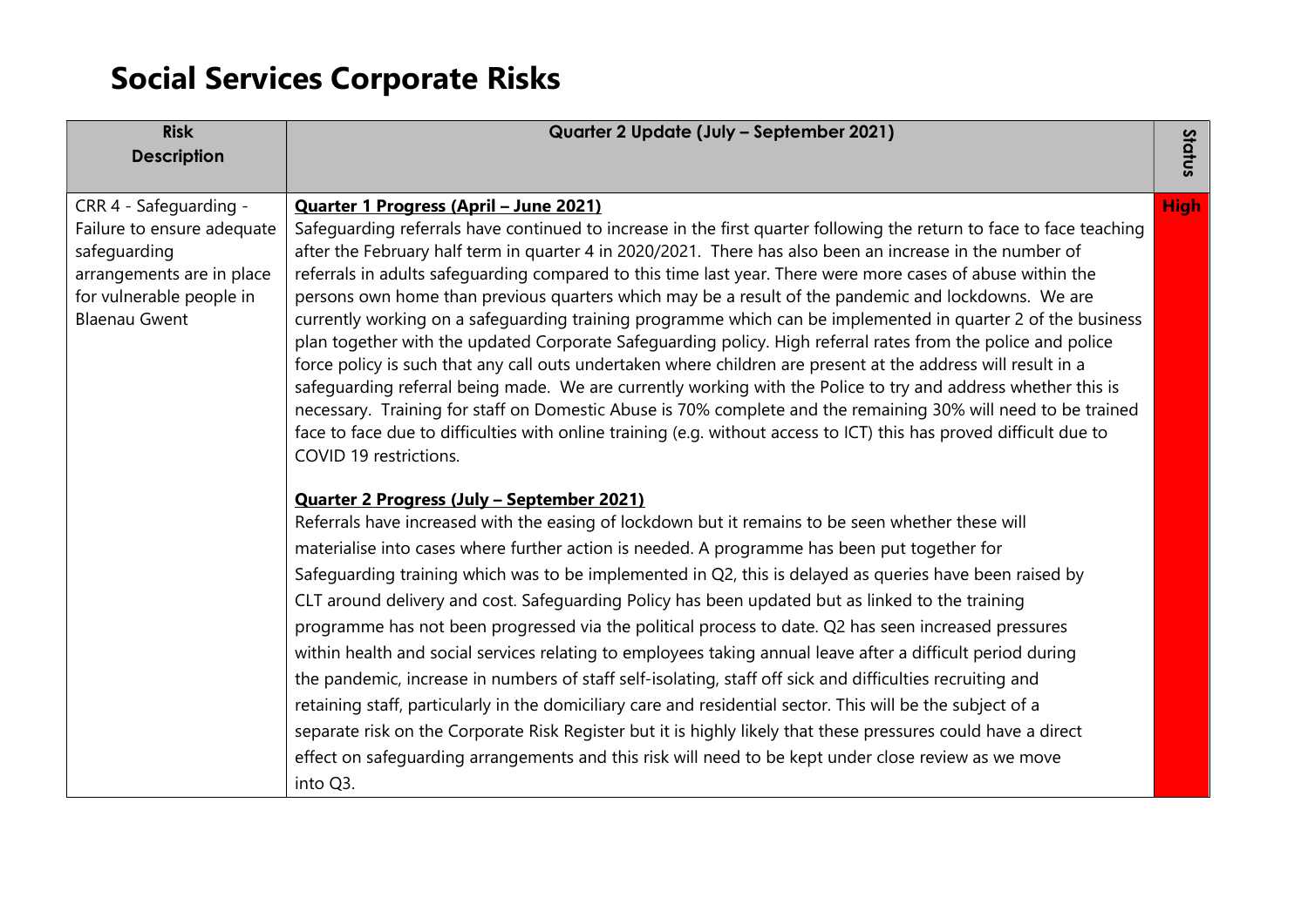# Social Services Corporate Risks

| Risk Description | Quarter 2 Update (July – September 2021) | Status |
|---|---|---|
| CRR 4 - Safeguarding - Failure to ensure adequate safeguarding arrangements are in place for vulnerable people in Blaenau Gwent | **Quarter 1 Progress (April – June 2021)**<br>Safeguarding referrals have continued to increase in the first quarter following the return to face to face teaching after the February half term in quarter 4 in 2020/2021. There has also been an increase in the number of referrals in adults safeguarding compared to this time last year. There were more cases of abuse within the persons own home than previous quarters which may be a result of the pandemic and lockdowns. We are currently working on a safeguarding training programme which can be implemented in quarter 2 of the business plan together with the updated Corporate Safeguarding policy. High referral rates from the police and police force policy is such that any call outs undertaken where children are present at the address will result in a safeguarding referral being made. We are currently working with the Police to try and address whether this is necessary. Training for staff on Domestic Abuse is 70% complete and the remaining 30% will need to be trained face to face due to difficulties with online training (e.g. without access to ICT) this has proved difficult due to COVID 19 restrictions.<br><br>**Quarter 2 Progress (July – September 2021)**<br>Referrals have increased with the easing of lockdown but it remains to be seen whether these will materialise into cases where further action is needed. A programme has been put together for Safeguarding training which was to be implemented in Q2, this is delayed as queries have been raised by CLT around delivery and cost. Safeguarding Policy has been updated but as linked to the training programme has not been progressed via the political process to date. Q2 has seen increased pressures within health and social services relating to employees taking annual leave after a difficult period during the pandemic, increase in numbers of staff self-isolating, staff off sick and difficulties recruiting and retaining staff, particularly in the domiciliary care and residential sector. This will be the subject of a separate risk on the Corporate Risk Register but it is highly likely that these pressures could have a direct effect on safeguarding arrangements and this risk will need to be kept under close review as we move into Q3. | High |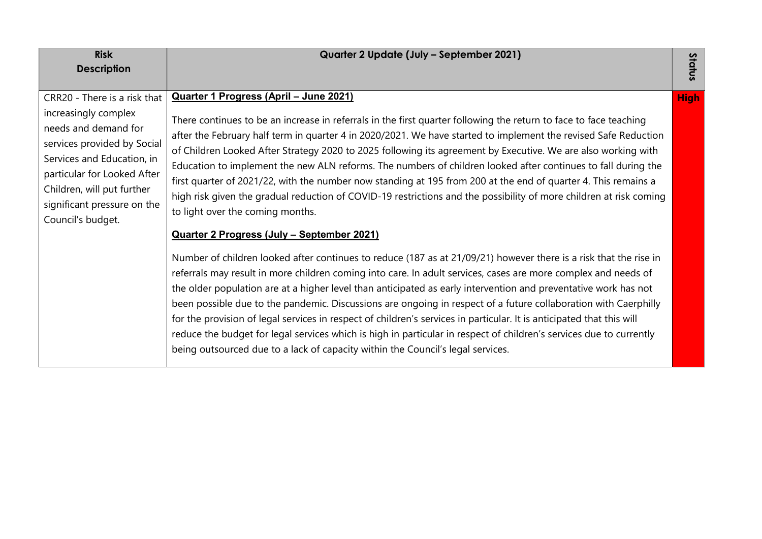| Risk Description | Quarter 2 Update (July – September 2021) | Status |
|---|---|---|
| CRR20 - There is a risk that increasingly complex needs and demand for services provided by Social Services and Education, in particular for Looked After Children, will put further significant pressure on the Council's budget. | **Quarter 1 Progress (April – June 2021)**<br><br>There continues to be an increase in referrals in the first quarter following the return to face to face teaching after the February half term in quarter 4 in 2020/2021. We have started to implement the revised Safe Reduction of Children Looked After Strategy 2020 to 2025 following its agreement by Executive. We are also working with Education to implement the new ALN reforms. The numbers of children looked after continues to fall during the first quarter of 2021/22, with the number now standing at 195 from 200 at the end of quarter 4. This remains a high risk given the gradual reduction of COVID-19 restrictions and the possibility of more children at risk coming to light over the coming months.<br><br>**Quarter 2 Progress (July – September 2021)**<br><br>Number of children looked after continues to reduce (187 as at 21/09/21) however there is a risk that the rise in referrals may result in more children coming into care. In adult services, cases are more complex and needs of the older population are at a higher level than anticipated as early intervention and preventative work has not been possible due to the pandemic. Discussions are ongoing in respect of a future collaboration with Caerphilly for the provision of legal services in respect of children's services in particular. It is anticipated that this will reduce the budget for legal services which is high in particular in respect of children's services due to currently being outsourced due to a lack of capacity within the Council's legal services. | High |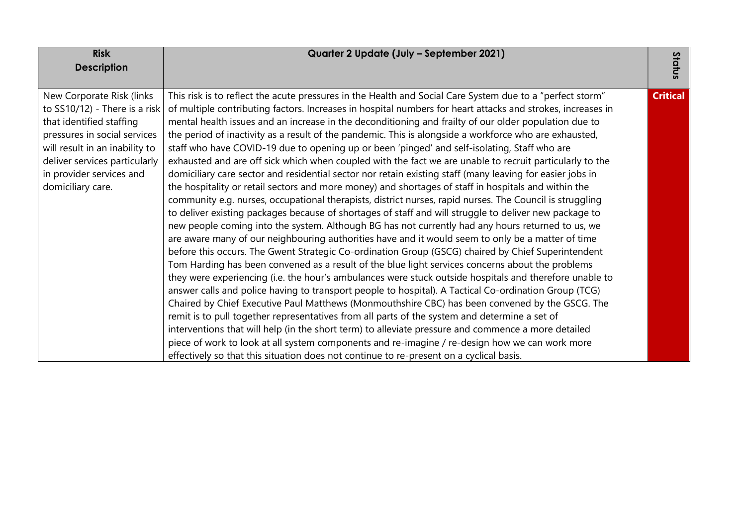| Risk Description | Quarter 2 Update (July – September 2021) | Status |
|---|---|---|
| New Corporate Risk (links to SS10/12) - There is a risk that identified staffing pressures in social services will result in an inability to deliver services particularly in provider services and domiciliary care. | This risk is to reflect the acute pressures in the Health and Social Care System due to a "perfect storm" of multiple contributing factors. Increases in hospital numbers for heart attacks and strokes, increases in mental health issues and an increase in the deconditioning and frailty of our older population due to the period of inactivity as a result of the pandemic. This is alongside a workforce who are exhausted, staff who have COVID-19 due to opening up or been 'pinged' and self-isolating, Staff who are exhausted and are off sick which when coupled with the fact we are unable to recruit particularly to the domiciliary care sector and residential sector nor retain existing staff (many leaving for easier jobs in the hospitality or retail sectors and more money) and shortages of staff in hospitals and within the community e.g. nurses, occupational therapists, district nurses, rapid nurses. The Council is struggling to deliver existing packages because of shortages of staff and will struggle to deliver new package to new people coming into the system. Although BG has not currently had any hours returned to us, we are aware many of our neighbouring authorities have and it would seem to only be a matter of time before this occurs. The Gwent Strategic Co-ordination Group (GSCG) chaired by Chief Superintendent Tom Harding has been convened as a result of the blue light services concerns about the problems they were experiencing (i.e. the hour's ambulances were stuck outside hospitals and therefore unable to answer calls and police having to transport people to hospital). A Tactical Co-ordination Group (TCG) Chaired by Chief Executive Paul Matthews (Monmouthshire CBC) has been convened by the GSCG. The remit is to pull together representatives from all parts of the system and determine a set of interventions that will help (in the short term) to alleviate pressure and commence a more detailed piece of work to look at all system components and re-imagine / re-design how we can work more effectively so that this situation does not continue to re-present on a cyclical basis. | Critical |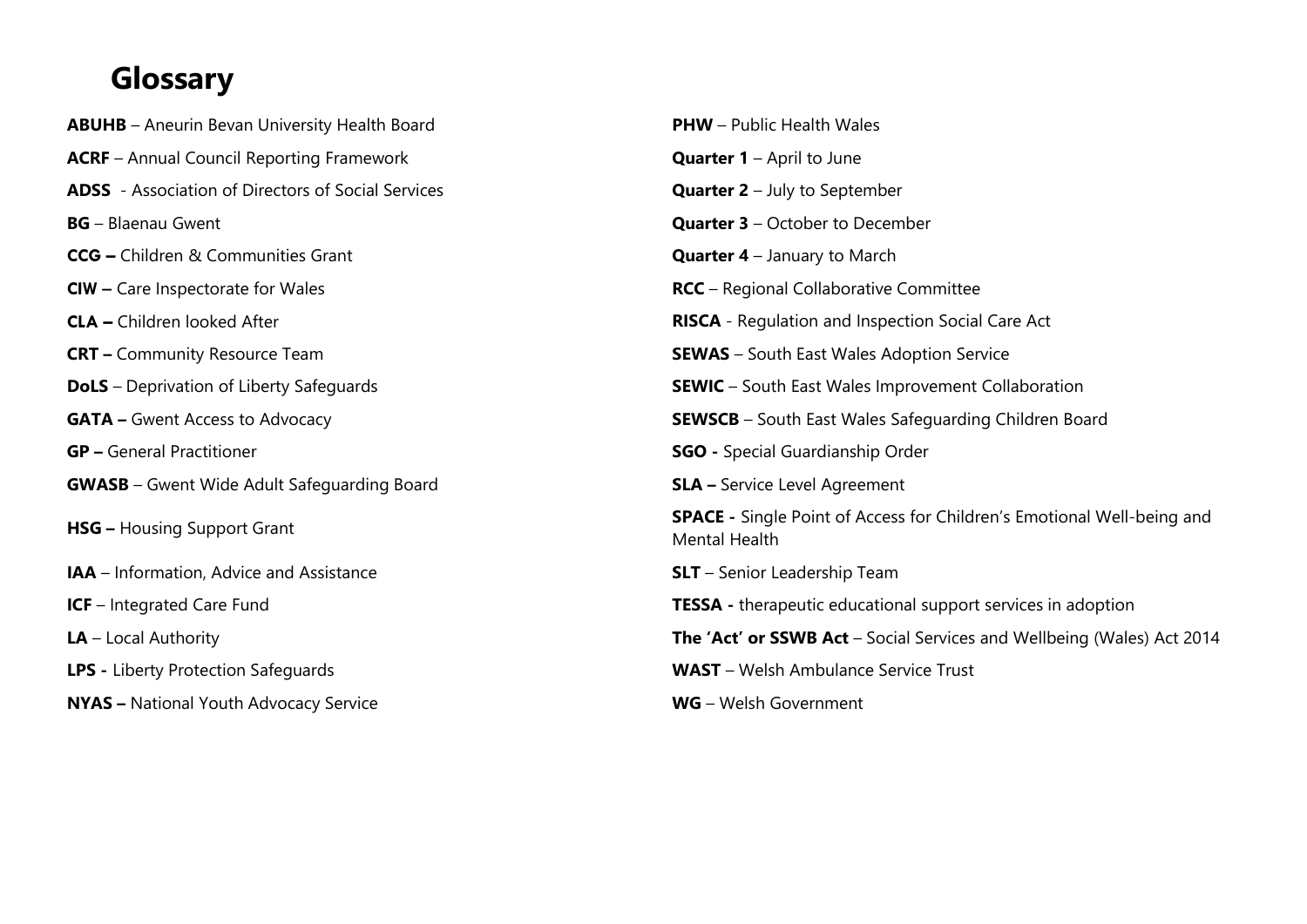# Glossary

**ABUHB** – Aneurin Bevan University Health Board

**ACRF** – Annual Council Reporting Framework

**ADSS** - Association of Directors of Social Services

**BG** – Blaenau Gwent

**CCG –** Children & Communities Grant

**CIW –** Care Inspectorate for Wales

**CLA –** Children looked After

**CRT –** Community Resource Team

**DoLS** – Deprivation of Liberty Safeguards

**GATA –** Gwent Access to Advocacy

**GP –** General Practitioner

**GWASB** – Gwent Wide Adult Safeguarding Board

**HSG –** Housing Support Grant

**IAA** – Information, Advice and Assistance

**ICF** – Integrated Care Fund

**LA** – Local Authority

**LPS -** Liberty Protection Safeguards

**NYAS –** National Youth Advocacy Service

**PHW** – Public Health Wales

**Quarter 1** – April to June

**Quarter 2** – July to September

**Quarter 3** – October to December

**Quarter 4** – January to March

**RCC** – Regional Collaborative Committee

**RISCA** - Regulation and Inspection Social Care Act

**SEWAS** – South East Wales Adoption Service

**SEWIC** – South East Wales Improvement Collaboration

**SEWSCB** – South East Wales Safeguarding Children Board

**SGO -** Special Guardianship Order

**SLA –** Service Level Agreement

**SPACE -** Single Point of Access for Children's Emotional Well-being and Mental Health

**SLT** – Senior Leadership Team

**TESSA -** therapeutic educational support services in adoption

**The 'Act' or SSWB Act** – Social Services and Wellbeing (Wales) Act 2014

**WAST** – Welsh Ambulance Service Trust

**WG** – Welsh Government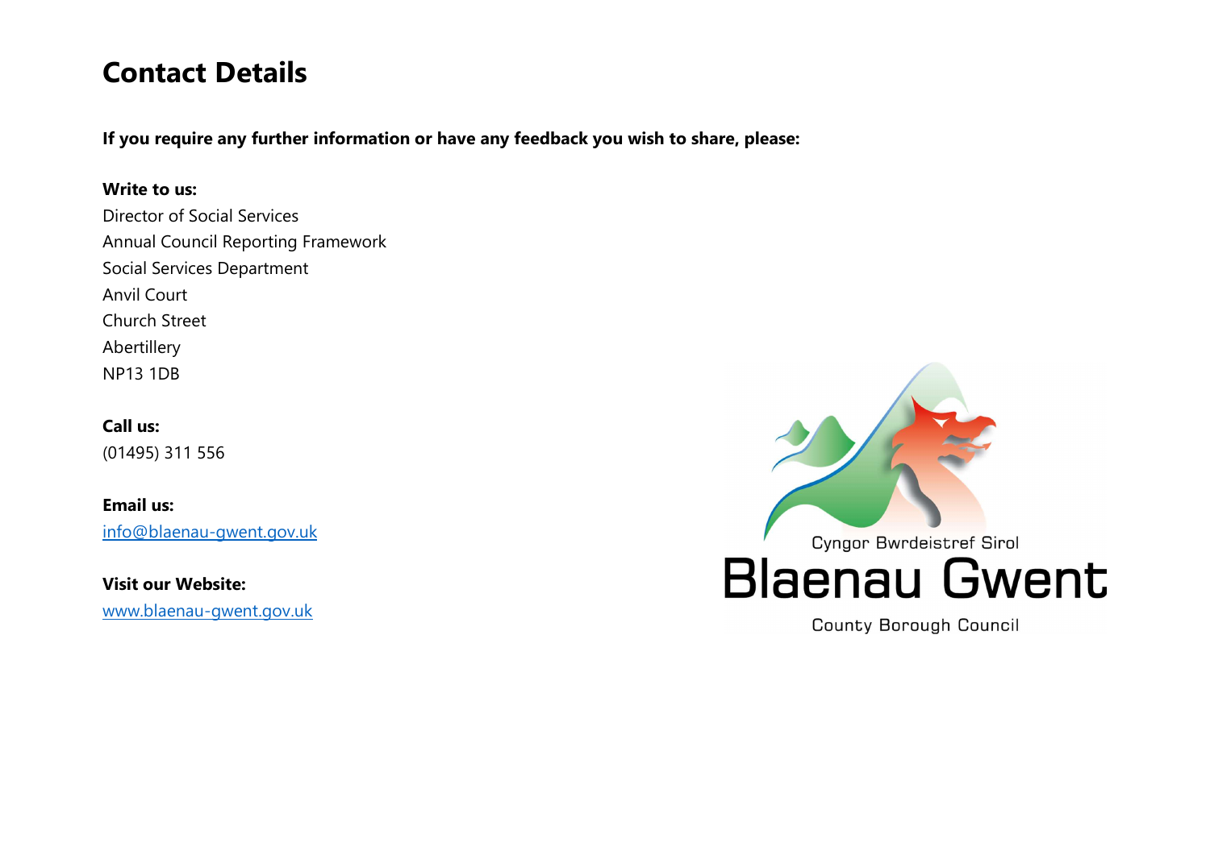# Contact Details

**If you require any further information or have any feedback you wish to share, please:**

**Write to us:**
Director of Social Services
Annual Council Reporting Framework
Social Services Department
Anvil Court
Church Street
Abertillery
NP13 1DB

**Call us:**
(01495) 311 556

**Email us:**
info@blaenau-gwent.gov.uk

**Visit our Website:**
www.blaenau-gwent.gov.uk

Cyngor Bwrdeistref Sirol
Blaenau Gwent
County Borough Council